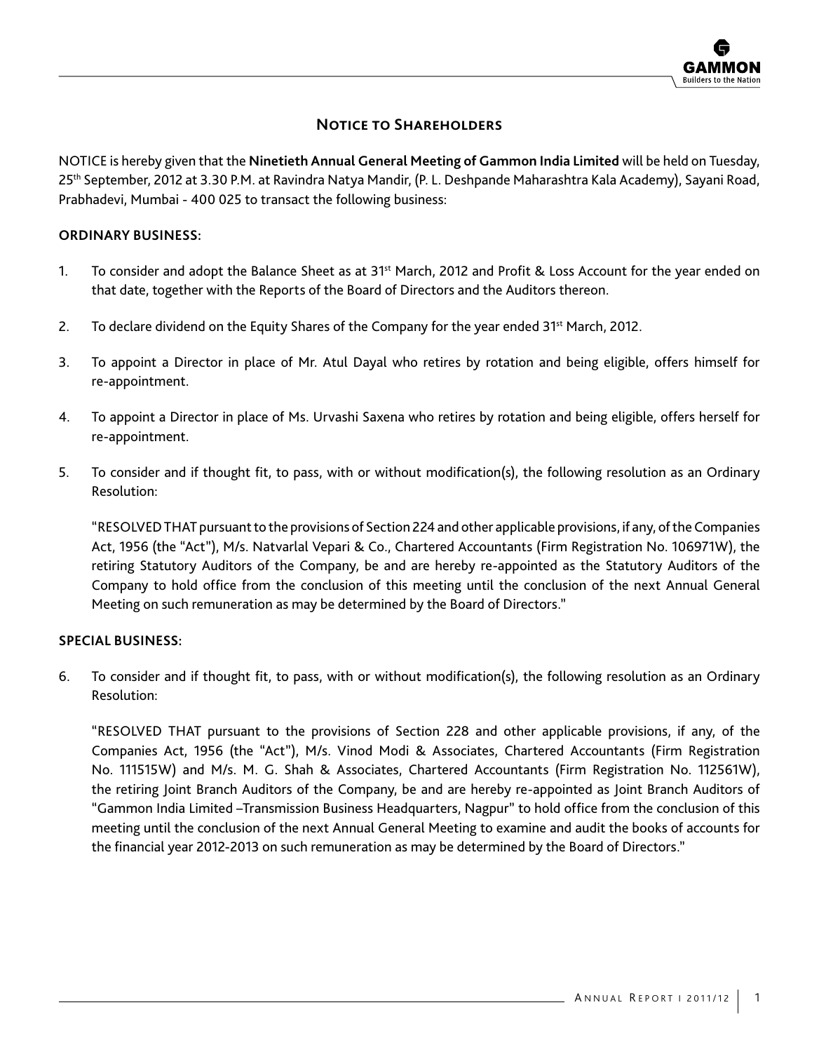# Notice to Shareholders

NOTICE is hereby given that the **Ninetieth Annual General Meeting of Gammon India Limited** will be held on Tuesday, 25th September, 2012 at 3.30 P.M. at Ravindra Natya Mandir, (P. L. Deshpande Maharashtra Kala Academy), Sayani Road, Prabhadevi, Mumbai - 400 025 to transact the following business:

**ORDINARY BUSINESS:**

1. To consider and adopt the Balance Sheet as at 31st March, 2012 and Profit & Loss Account for the year ended on that date, together with the Reports of the Board of Directors and the Auditors thereon.

2. To declare dividend on the Equity Shares of the Company for the year ended 31st March, 2012.

3. To appoint a Director in place of Mr. Atul Dayal who retires by rotation and being eligible, offers himself for re-appointment.

4. To appoint a Director in place of Ms. Urvashi Saxena who retires by rotation and being eligible, offers herself for re-appointment.

5. To consider and if thought fit, to pass, with or without modification(s), the following resolution as an Ordinary Resolution:

   "RESOLVED THAT pursuant to the provisions of Section 224 and other applicable provisions, if any, of the Companies Act, 1956 (the "Act"), M/s. Natvarlal Vepari & Co., Chartered Accountants (Firm Registration No. 106971W), the retiring Statutory Auditors of the Company, be and are hereby re-appointed as the Statutory Auditors of the Company to hold office from the conclusion of this meeting until the conclusion of the next Annual General Meeting on such remuneration as may be determined by the Board of Directors."

**SPECIAL BUSINESS:**

6. To consider and if thought fit, to pass, with or without modification(s), the following resolution as an Ordinary Resolution:

   "RESOLVED THAT pursuant to the provisions of Section 228 and other applicable provisions, if any, of the Companies Act, 1956 (the "Act"), M/s. Vinod Modi & Associates, Chartered Accountants (Firm Registration No. 111515W) and M/s. M. G. Shah & Associates, Chartered Accountants (Firm Registration No. 112561W), the retiring Joint Branch Auditors of the Company, be and are hereby re-appointed as Joint Branch Auditors of "Gammon India Limited –Transmission Business Headquarters, Nagpur" to hold office from the conclusion of this meeting until the conclusion of the next Annual General Meeting to examine and audit the books of accounts for the financial year 2012-2013 on such remuneration as may be determined by the Board of Directors."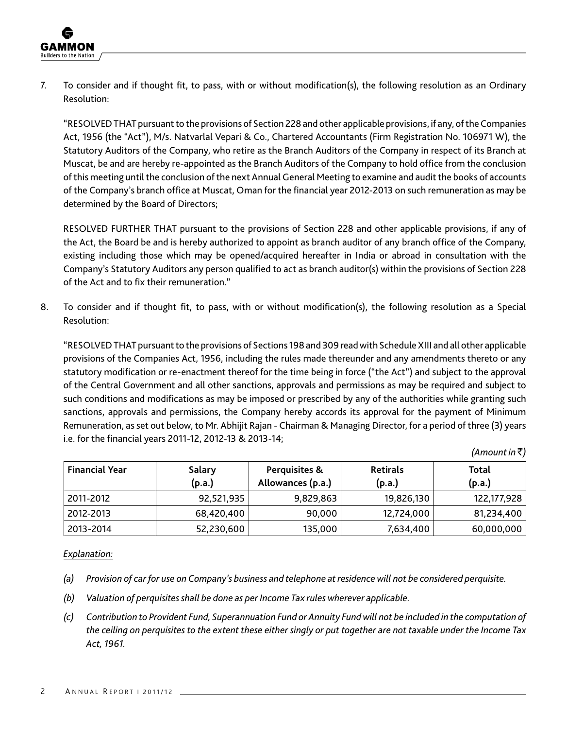7. To consider and if thought fit, to pass, with or without modification(s), the following resolution as an Ordinary Resolution:

   "RESOLVED THAT pursuant to the provisions of Section 228 and other applicable provisions, if any, of the Companies Act, 1956 (the "Act"), M/s. Natvarlal Vepari & Co., Chartered Accountants (Firm Registration No. 106971 W), the Statutory Auditors of the Company, who retire as the Branch Auditors of the Company in respect of its Branch at Muscat, be and are hereby re-appointed as the Branch Auditors of the Company to hold office from the conclusion of this meeting until the conclusion of the next Annual General Meeting to examine and audit the books of accounts of the Company's branch office at Muscat, Oman for the financial year 2012-2013 on such remuneration as may be determined by the Board of Directors;

   RESOLVED FURTHER THAT pursuant to the provisions of Section 228 and other applicable provisions, if any of the Act, the Board be and is hereby authorized to appoint as branch auditor of any branch office of the Company, existing including those which may be opened/acquired hereafter in India or abroad in consultation with the Company's Statutory Auditors any person qualified to act as branch auditor(s) within the provisions of Section 228 of the Act and to fix their remuneration."

8. To consider and if thought fit, to pass, with or without modification(s), the following resolution as a Special Resolution:

   "RESOLVED THAT pursuant to the provisions of Sections 198 and 309 read with Schedule XIII and all other applicable provisions of the Companies Act, 1956, including the rules made thereunder and any amendments thereto or any statutory modification or re-enactment thereof for the time being in force ("the Act") and subject to the approval of the Central Government and all other sanctions, approvals and permissions as may be required and subject to such conditions and modifications as may be imposed or prescribed by any of the authorities while granting such sanctions, approvals and permissions, the Company hereby accords its approval for the payment of Minimum Remuneration, as set out below, to Mr. Abhijit Rajan - Chairman & Managing Director, for a period of three (3) years i.e. for the financial years 2011-12, 2012-13 & 2013-14;

*(Amount in ₹)*

| Financial Year | Salary (p.a.) | Perquisites & Allowances (p.a.) | Retirals (p.a.) | Total (p.a.) |
|---|---|---|---|---|
| 2011-2012 | 92,521,935 | 9,829,863 | 19,826,130 | 122,177,928 |
| 2012-2013 | 68,420,400 | 90,000 | 12,724,000 | 81,234,400 |
| 2013-2014 | 52,230,600 | 135,000 | 7,634,400 | 60,000,000 |

*Explanation:*

*(a) Provision of car for use on Company's business and telephone at residence will not be considered perquisite.*

*(b) Valuation of perquisites shall be done as per Income Tax rules wherever applicable.*

*(c) Contribution to Provident Fund, Superannuation Fund or Annuity Fund will not be included in the computation of the ceiling on perquisites to the extent these either singly or put together are not taxable under the Income Tax Act, 1961.*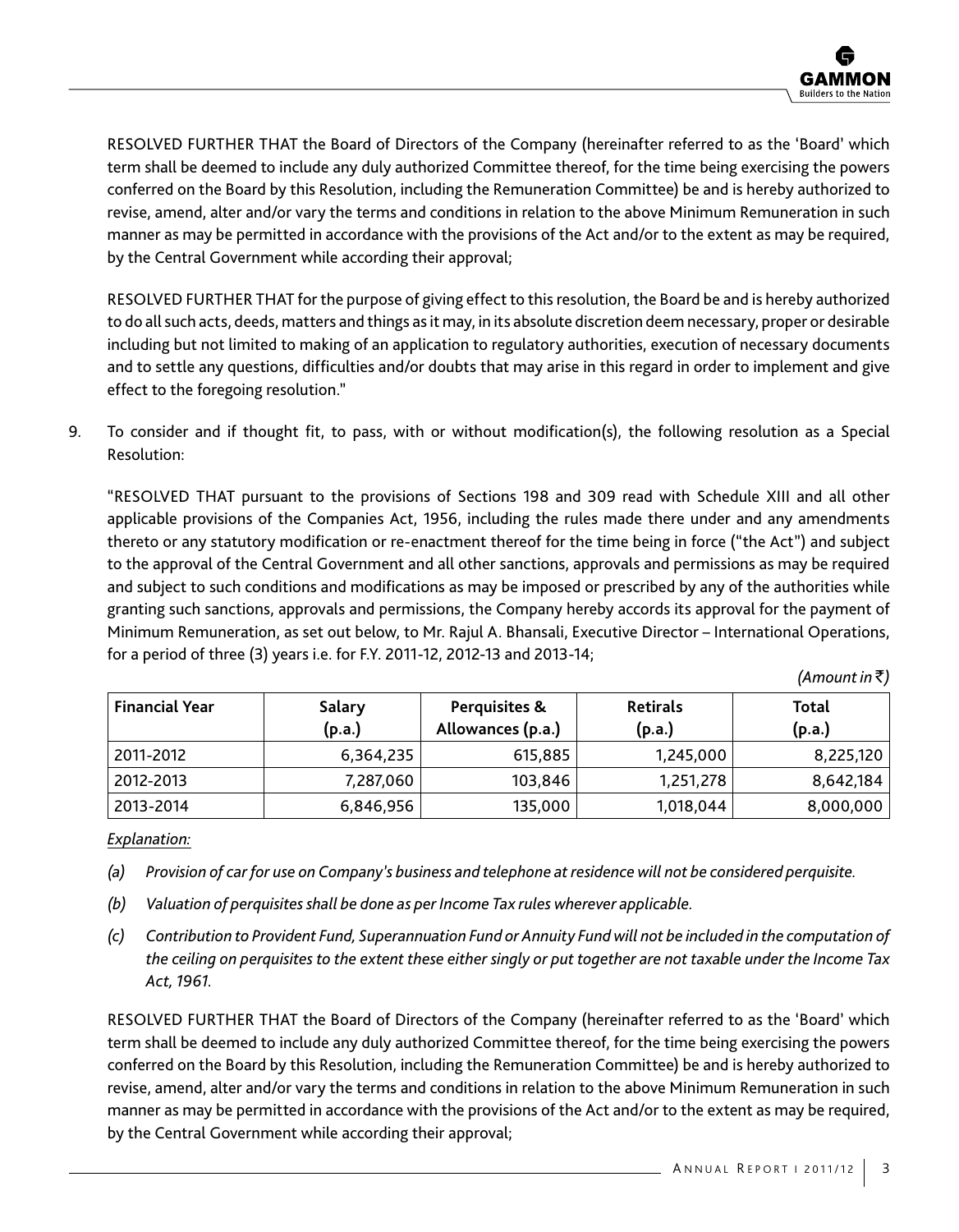RESOLVED FURTHER THAT the Board of Directors of the Company (hereinafter referred to as the 'Board' which term shall be deemed to include any duly authorized Committee thereof, for the time being exercising the powers conferred on the Board by this Resolution, including the Remuneration Committee) be and is hereby authorized to revise, amend, alter and/or vary the terms and conditions in relation to the above Minimum Remuneration in such manner as may be permitted in accordance with the provisions of the Act and/or to the extent as may be required, by the Central Government while according their approval;

RESOLVED FURTHER THAT for the purpose of giving effect to this resolution, the Board be and is hereby authorized to do all such acts, deeds, matters and things as it may, in its absolute discretion deem necessary, proper or desirable including but not limited to making of an application to regulatory authorities, execution of necessary documents and to settle any questions, difficulties and/or doubts that may arise in this regard in order to implement and give effect to the foregoing resolution."

9. To consider and if thought fit, to pass, with or without modification(s), the following resolution as a Special Resolution:

"RESOLVED THAT pursuant to the provisions of Sections 198 and 309 read with Schedule XIII and all other applicable provisions of the Companies Act, 1956, including the rules made there under and any amendments thereto or any statutory modification or re-enactment thereof for the time being in force ("the Act") and subject to the approval of the Central Government and all other sanctions, approvals and permissions as may be required and subject to such conditions and modifications as may be imposed or prescribed by any of the authorities while granting such sanctions, approvals and permissions, the Company hereby accords its approval for the payment of Minimum Remuneration, as set out below, to Mr. Rajul A. Bhansali, Executive Director – International Operations, for a period of three (3) years i.e. for F.Y. 2011-12, 2012-13 and 2013-14;

*(Amount in ₹)*

| Financial Year | Salary (p.a.) | Perquisites & Allowances (p.a.) | Retirals (p.a.) | Total (p.a.) |
|---|---|---|---|---|
| 2011-2012 | 6,364,235 | 615,885 | 1,245,000 | 8,225,120 |
| 2012-2013 | 7,287,060 | 103,846 | 1,251,278 | 8,642,184 |
| 2013-2014 | 6,846,956 | 135,000 | 1,018,044 | 8,000,000 |

*Explanation:*

*(a) Provision of car for use on Company's business and telephone at residence will not be considered perquisite.*

*(b) Valuation of perquisites shall be done as per Income Tax rules wherever applicable.*

*(c) Contribution to Provident Fund, Superannuation Fund or Annuity Fund will not be included in the computation of the ceiling on perquisites to the extent these either singly or put together are not taxable under the Income Tax Act, 1961.*

RESOLVED FURTHER THAT the Board of Directors of the Company (hereinafter referred to as the 'Board' which term shall be deemed to include any duly authorized Committee thereof, for the time being exercising the powers conferred on the Board by this Resolution, including the Remuneration Committee) be and is hereby authorized to revise, amend, alter and/or vary the terms and conditions in relation to the above Minimum Remuneration in such manner as may be permitted in accordance with the provisions of the Act and/or to the extent as may be required, by the Central Government while according their approval;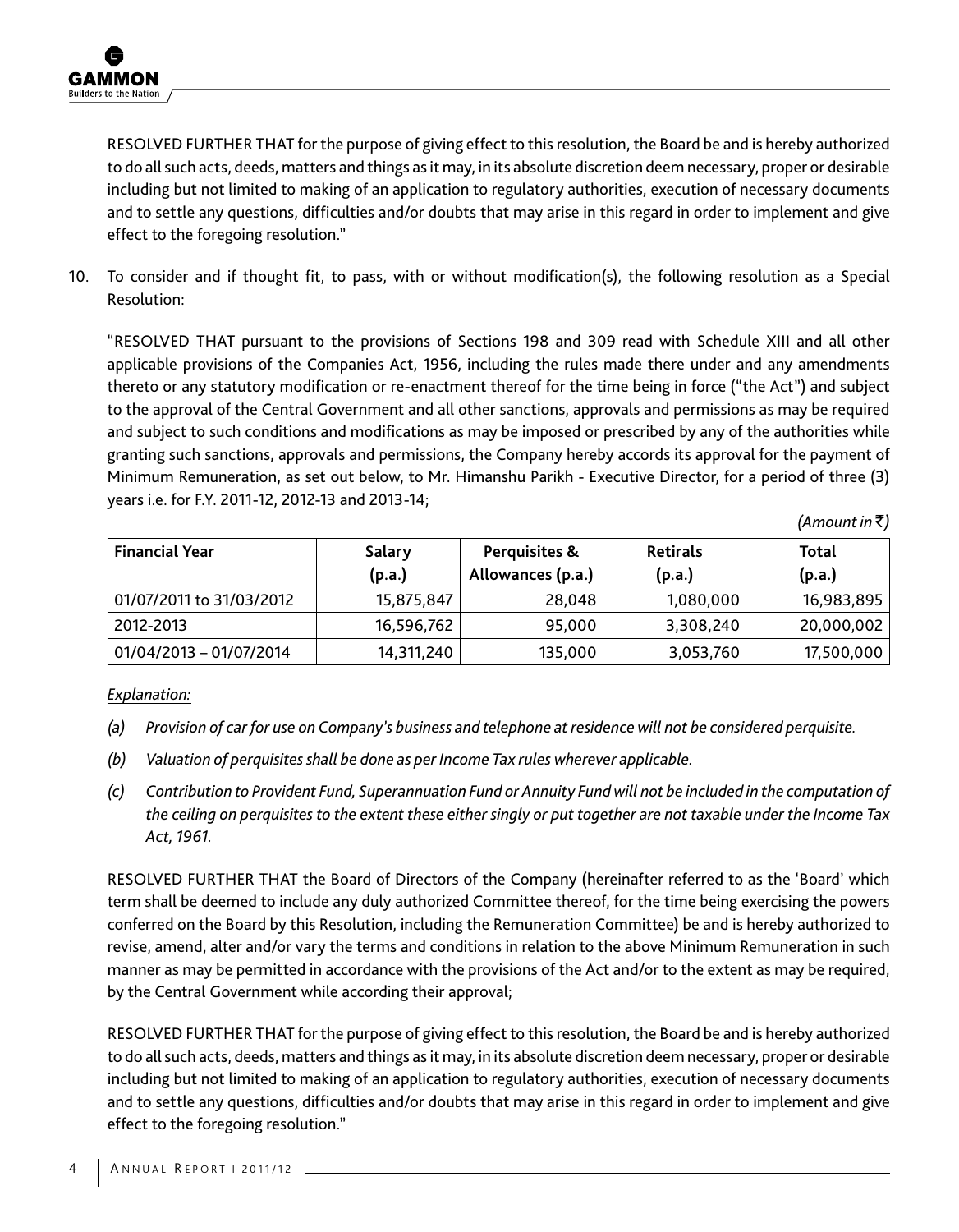RESOLVED FURTHER THAT for the purpose of giving effect to this resolution, the Board be and is hereby authorized to do all such acts, deeds, matters and things as it may, in its absolute discretion deem necessary, proper or desirable including but not limited to making of an application to regulatory authorities, execution of necessary documents and to settle any questions, difficulties and/or doubts that may arise in this regard in order to implement and give effect to the foregoing resolution."

10. To consider and if thought fit, to pass, with or without modification(s), the following resolution as a Special Resolution:

"RESOLVED THAT pursuant to the provisions of Sections 198 and 309 read with Schedule XIII and all other applicable provisions of the Companies Act, 1956, including the rules made there under and any amendments thereto or any statutory modification or re-enactment thereof for the time being in force ("the Act") and subject to the approval of the Central Government and all other sanctions, approvals and permissions as may be required and subject to such conditions and modifications as may be imposed or prescribed by any of the authorities while granting such sanctions, approvals and permissions, the Company hereby accords its approval for the payment of Minimum Remuneration, as set out below, to Mr. Himanshu Parikh - Executive Director, for a period of three (3) years i.e. for F.Y. 2011-12, 2012-13 and 2013-14;

*(Amount in ₹)*

| Financial Year | Salary (p.a.) | Perquisites & Allowances (p.a.) | Retirals (p.a.) | Total (p.a.) |
|---|---|---|---|---|
| 01/07/2011 to 31/03/2012 | 15,875,847 | 28,048 | 1,080,000 | 16,983,895 |
| 2012-2013 | 16,596,762 | 95,000 | 3,308,240 | 20,000,002 |
| 01/04/2013 – 01/07/2014 | 14,311,240 | 135,000 | 3,053,760 | 17,500,000 |

*Explanation:*

*(a) Provision of car for use on Company's business and telephone at residence will not be considered perquisite.*

*(b) Valuation of perquisites shall be done as per Income Tax rules wherever applicable.*

*(c) Contribution to Provident Fund, Superannuation Fund or Annuity Fund will not be included in the computation of the ceiling on perquisites to the extent these either singly or put together are not taxable under the Income Tax Act, 1961.*

RESOLVED FURTHER THAT the Board of Directors of the Company (hereinafter referred to as the 'Board' which term shall be deemed to include any duly authorized Committee thereof, for the time being exercising the powers conferred on the Board by this Resolution, including the Remuneration Committee) be and is hereby authorized to revise, amend, alter and/or vary the terms and conditions in relation to the above Minimum Remuneration in such manner as may be permitted in accordance with the provisions of the Act and/or to the extent as may be required, by the Central Government while according their approval;

RESOLVED FURTHER THAT for the purpose of giving effect to this resolution, the Board be and is hereby authorized to do all such acts, deeds, matters and things as it may, in its absolute discretion deem necessary, proper or desirable including but not limited to making of an application to regulatory authorities, execution of necessary documents and to settle any questions, difficulties and/or doubts that may arise in this regard in order to implement and give effect to the foregoing resolution."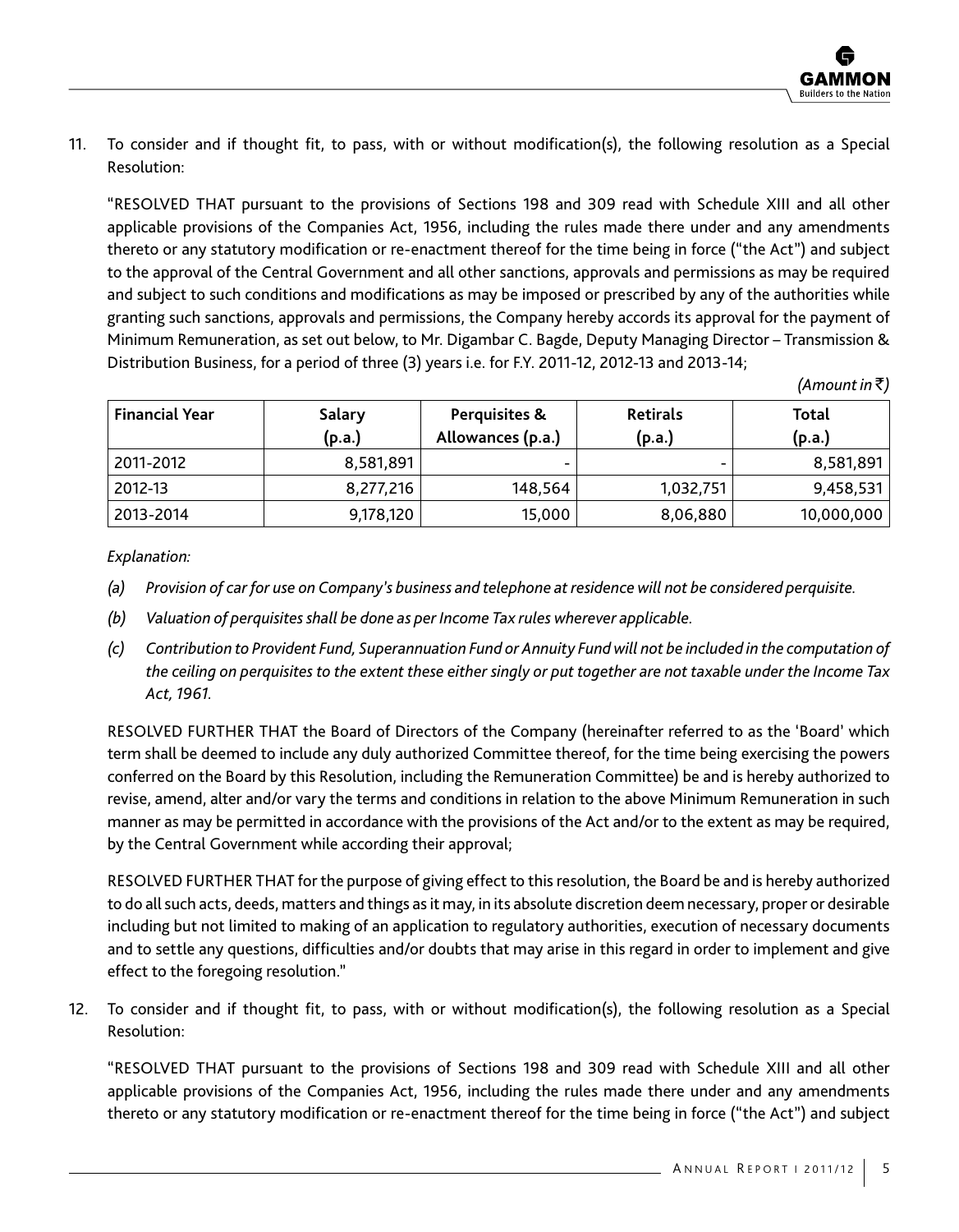11. To consider and if thought fit, to pass, with or without modification(s), the following resolution as a Special Resolution:

"RESOLVED THAT pursuant to the provisions of Sections 198 and 309 read with Schedule XIII and all other applicable provisions of the Companies Act, 1956, including the rules made there under and any amendments thereto or any statutory modification or re-enactment thereof for the time being in force ("the Act") and subject to the approval of the Central Government and all other sanctions, approvals and permissions as may be required and subject to such conditions and modifications as may be imposed or prescribed by any of the authorities while granting such sanctions, approvals and permissions, the Company hereby accords its approval for the payment of Minimum Remuneration, as set out below, to Mr. Digambar C. Bagde, Deputy Managing Director – Transmission & Distribution Business, for a period of three (3) years i.e. for F.Y. 2011-12, 2012-13 and 2013-14;

*(Amount in ₹)*

| Financial Year | Salary (p.a.) | Perquisites & Allowances (p.a.) | Retirals (p.a.) | Total (p.a.) |
|---|---|---|---|---|
| 2011-2012 | 8,581,891 | - | - | 8,581,891 |
| 2012-13 | 8,277,216 | 148,564 | 1,032,751 | 9,458,531 |
| 2013-2014 | 9,178,120 | 15,000 | 8,06,880 | 10,000,000 |

*Explanation:*

*(a) Provision of car for use on Company's business and telephone at residence will not be considered perquisite.*

*(b) Valuation of perquisites shall be done as per Income Tax rules wherever applicable.*

*(c) Contribution to Provident Fund, Superannuation Fund or Annuity Fund will not be included in the computation of the ceiling on perquisites to the extent these either singly or put together are not taxable under the Income Tax Act, 1961.*

RESOLVED FURTHER THAT the Board of Directors of the Company (hereinafter referred to as the 'Board' which term shall be deemed to include any duly authorized Committee thereof, for the time being exercising the powers conferred on the Board by this Resolution, including the Remuneration Committee) be and is hereby authorized to revise, amend, alter and/or vary the terms and conditions in relation to the above Minimum Remuneration in such manner as may be permitted in accordance with the provisions of the Act and/or to the extent as may be required, by the Central Government while according their approval;

RESOLVED FURTHER THAT for the purpose of giving effect to this resolution, the Board be and is hereby authorized to do all such acts, deeds, matters and things as it may, in its absolute discretion deem necessary, proper or desirable including but not limited to making of an application to regulatory authorities, execution of necessary documents and to settle any questions, difficulties and/or doubts that may arise in this regard in order to implement and give effect to the foregoing resolution."

12. To consider and if thought fit, to pass, with or without modification(s), the following resolution as a Special Resolution:

"RESOLVED THAT pursuant to the provisions of Sections 198 and 309 read with Schedule XIII and all other applicable provisions of the Companies Act, 1956, including the rules made there under and any amendments thereto or any statutory modification or re-enactment thereof for the time being in force ("the Act") and subject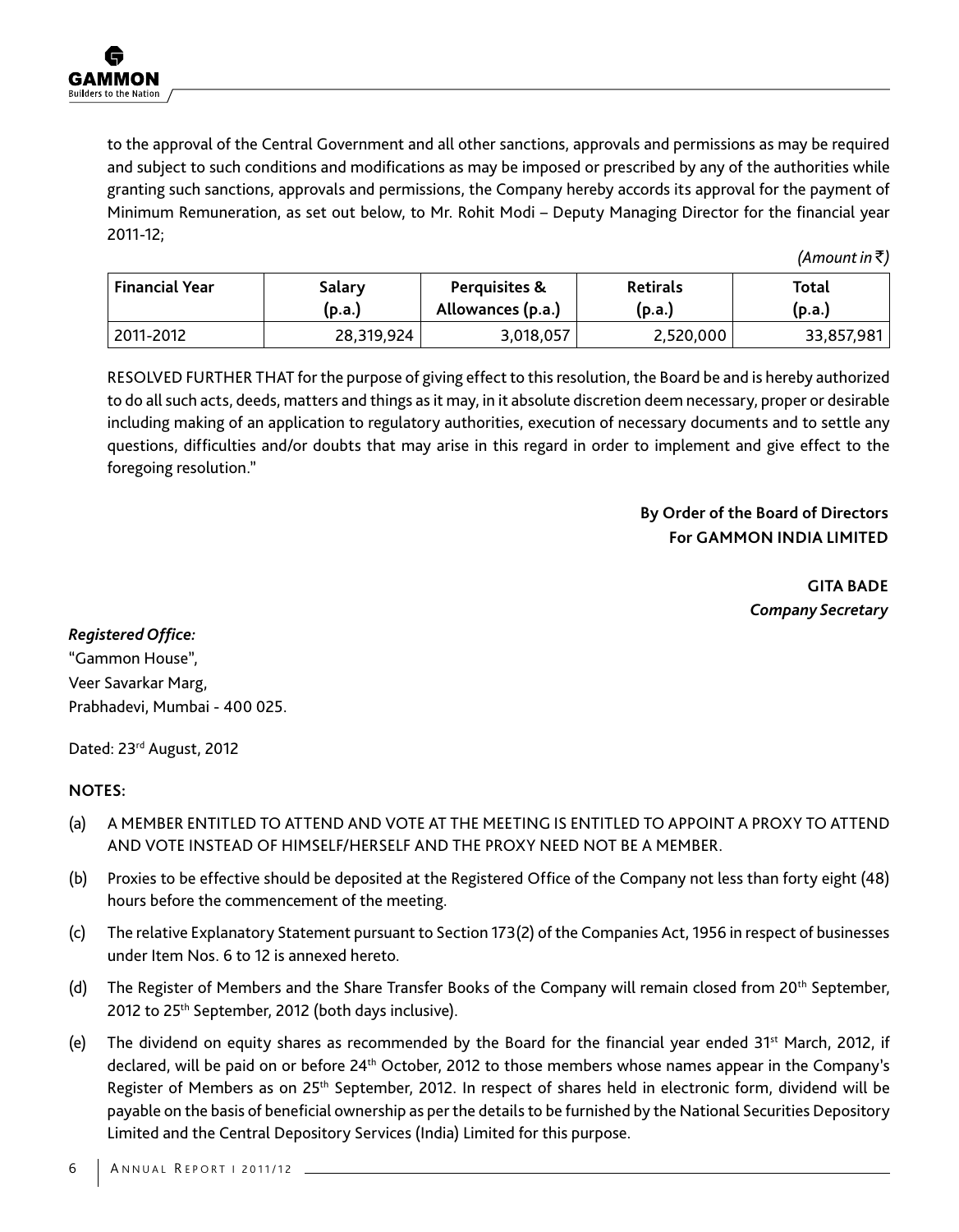to the approval of the Central Government and all other sanctions, approvals and permissions as may be required and subject to such conditions and modifications as may be imposed or prescribed by any of the authorities while granting such sanctions, approvals and permissions, the Company hereby accords its approval for the payment of Minimum Remuneration, as set out below, to Mr. Rohit Modi – Deputy Managing Director for the financial year 2011-12;

*(Amount in ₹)*

| Financial Year | Salary (p.a.) | Perquisites & Allowances (p.a.) | Retirals (p.a.) | Total (p.a.) |
|---|---|---|---|---|
| 2011-2012 | 28,319,924 | 3,018,057 | 2,520,000 | 33,857,981 |

RESOLVED FURTHER THAT for the purpose of giving effect to this resolution, the Board be and is hereby authorized to do all such acts, deeds, matters and things as it may, in it absolute discretion deem necessary, proper or desirable including making of an application to regulatory authorities, execution of necessary documents and to settle any questions, difficulties and/or doubts that may arise in this regard in order to implement and give effect to the foregoing resolution."

**By Order of the Board of Directors**
**For GAMMON INDIA LIMITED**

**GITA BADE**
***Company Secretary***

***Registered Office:***
"Gammon House",
Veer Savarkar Marg,
Prabhadevi, Mumbai - 400 025.

Dated: 23rd August, 2012

**NOTES:**

(a) A MEMBER ENTITLED TO ATTEND AND VOTE AT THE MEETING IS ENTITLED TO APPOINT A PROXY TO ATTEND AND VOTE INSTEAD OF HIMSELF/HERSELF AND THE PROXY NEED NOT BE A MEMBER.

(b) Proxies to be effective should be deposited at the Registered Office of the Company not less than forty eight (48) hours before the commencement of the meeting.

(c) The relative Explanatory Statement pursuant to Section 173(2) of the Companies Act, 1956 in respect of businesses under Item Nos. 6 to 12 is annexed hereto.

(d) The Register of Members and the Share Transfer Books of the Company will remain closed from 20th September, 2012 to 25th September, 2012 (both days inclusive).

(e) The dividend on equity shares as recommended by the Board for the financial year ended 31st March, 2012, if declared, will be paid on or before 24th October, 2012 to those members whose names appear in the Company's Register of Members as on 25th September, 2012. In respect of shares held in electronic form, dividend will be payable on the basis of beneficial ownership as per the details to be furnished by the National Securities Depository Limited and the Central Depository Services (India) Limited for this purpose.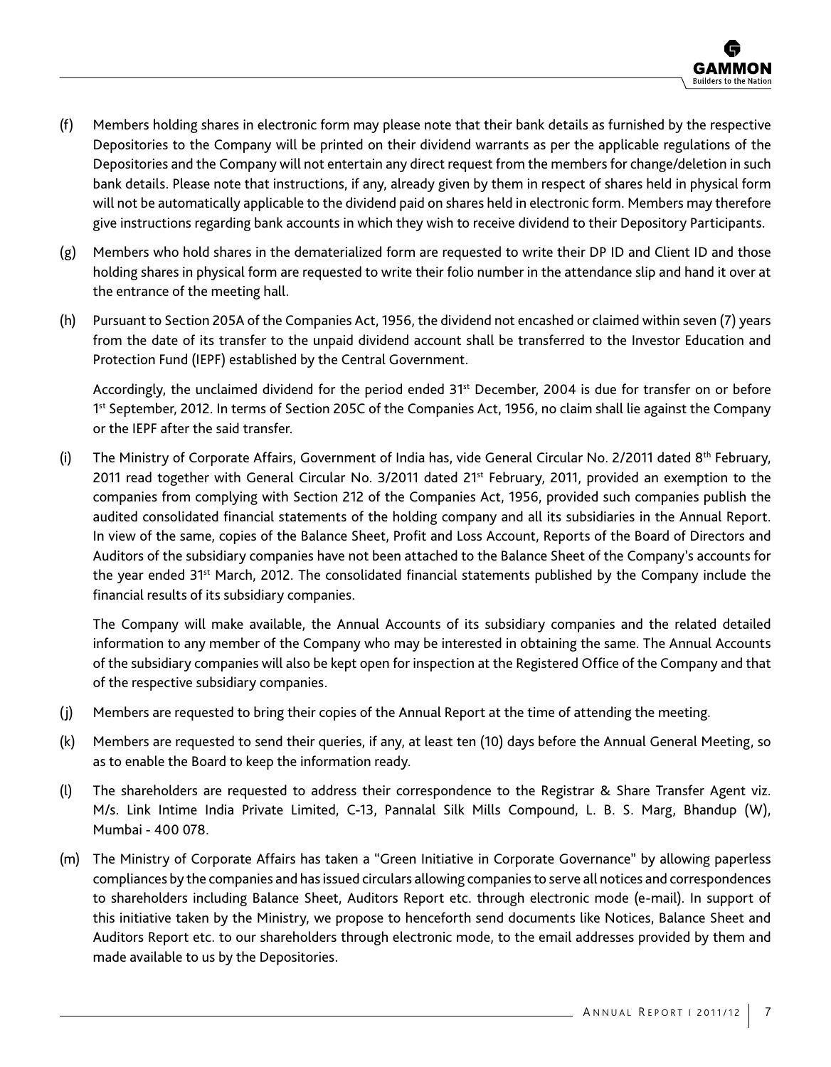(f) Members holding shares in electronic form may please note that their bank details as furnished by the respective Depositories to the Company will be printed on their dividend warrants as per the applicable regulations of the Depositories and the Company will not entertain any direct request from the members for change/deletion in such bank details. Please note that instructions, if any, already given by them in respect of shares held in physical form will not be automatically applicable to the dividend paid on shares held in electronic form. Members may therefore give instructions regarding bank accounts in which they wish to receive dividend to their Depository Participants.

(g) Members who hold shares in the dematerialized form are requested to write their DP ID and Client ID and those holding shares in physical form are requested to write their folio number in the attendance slip and hand it over at the entrance of the meeting hall.

(h) Pursuant to Section 205A of the Companies Act, 1956, the dividend not encashed or claimed within seven (7) years from the date of its transfer to the unpaid dividend account shall be transferred to the Investor Education and Protection Fund (IEPF) established by the Central Government.

Accordingly, the unclaimed dividend for the period ended 31st December, 2004 is due for transfer on or before 1st September, 2012. In terms of Section 205C of the Companies Act, 1956, no claim shall lie against the Company or the IEPF after the said transfer.

(i) The Ministry of Corporate Affairs, Government of India has, vide General Circular No. 2/2011 dated 8th February, 2011 read together with General Circular No. 3/2011 dated 21st February, 2011, provided an exemption to the companies from complying with Section 212 of the Companies Act, 1956, provided such companies publish the audited consolidated financial statements of the holding company and all its subsidiaries in the Annual Report. In view of the same, copies of the Balance Sheet, Profit and Loss Account, Reports of the Board of Directors and Auditors of the subsidiary companies have not been attached to the Balance Sheet of the Company's accounts for the year ended 31st March, 2012. The consolidated financial statements published by the Company include the financial results of its subsidiary companies.

The Company will make available, the Annual Accounts of its subsidiary companies and the related detailed information to any member of the Company who may be interested in obtaining the same. The Annual Accounts of the subsidiary companies will also be kept open for inspection at the Registered Office of the Company and that of the respective subsidiary companies.

(j) Members are requested to bring their copies of the Annual Report at the time of attending the meeting.

(k) Members are requested to send their queries, if any, at least ten (10) days before the Annual General Meeting, so as to enable the Board to keep the information ready.

(l) The shareholders are requested to address their correspondence to the Registrar & Share Transfer Agent viz. M/s. Link Intime India Private Limited, C-13, Pannalal Silk Mills Compound, L. B. S. Marg, Bhandup (W), Mumbai - 400 078.

(m) The Ministry of Corporate Affairs has taken a "Green Initiative in Corporate Governance" by allowing paperless compliances by the companies and has issued circulars allowing companies to serve all notices and correspondences to shareholders including Balance Sheet, Auditors Report etc. through electronic mode (e-mail). In support of this initiative taken by the Ministry, we propose to henceforth send documents like Notices, Balance Sheet and Auditors Report etc. to our shareholders through electronic mode, to the email addresses provided by them and made available to us by the Depositories.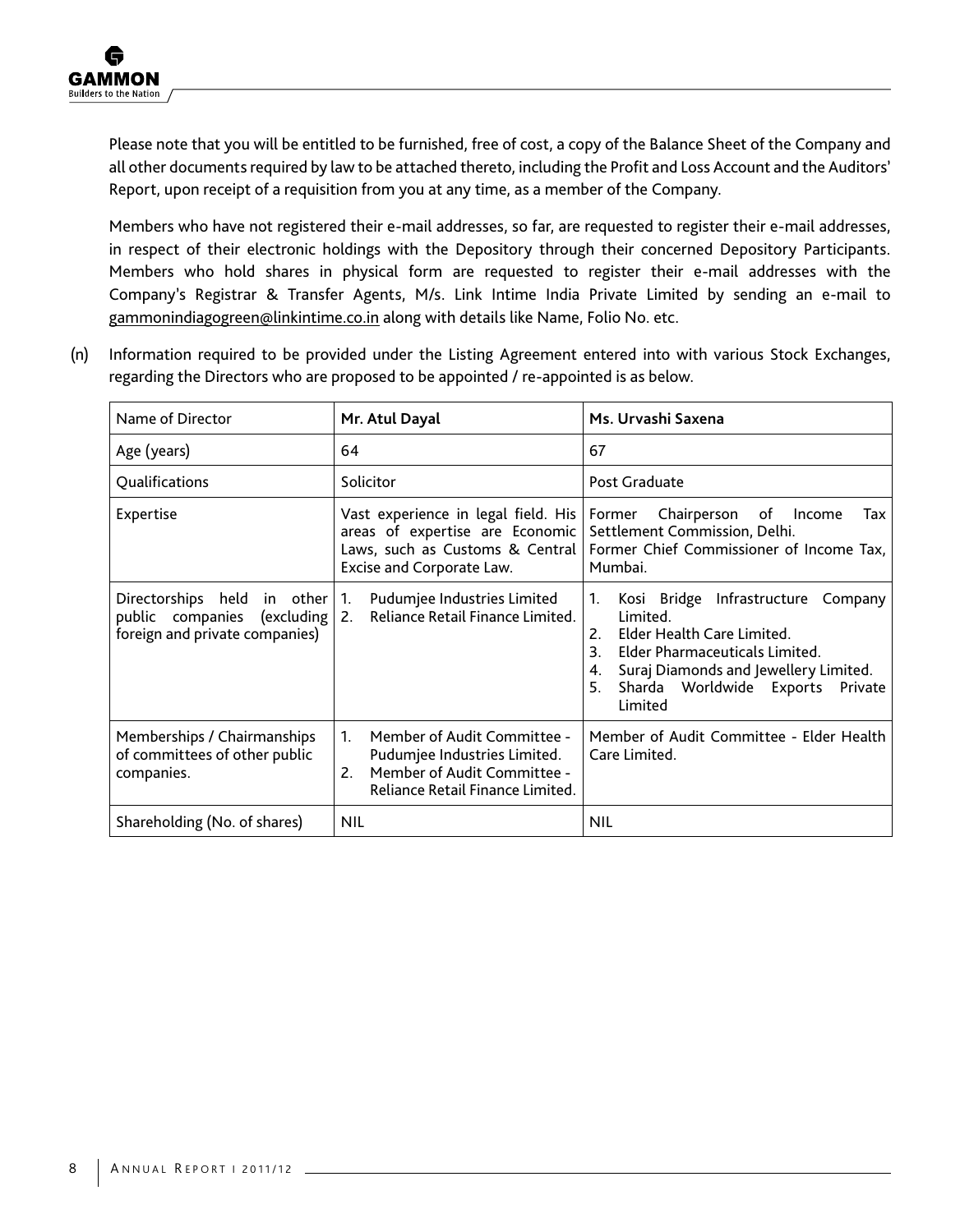Please note that you will be entitled to be furnished, free of cost, a copy of the Balance Sheet of the Company and all other documents required by law to be attached thereto, including the Profit and Loss Account and the Auditors' Report, upon receipt of a requisition from you at any time, as a member of the Company.

Members who have not registered their e-mail addresses, so far, are requested to register their e-mail addresses, in respect of their electronic holdings with the Depository through their concerned Depository Participants. Members who hold shares in physical form are requested to register their e-mail addresses with the Company's Registrar & Transfer Agents, M/s. Link Intime India Private Limited by sending an e-mail to gammonindiagogreen@linkintime.co.in along with details like Name, Folio No. etc.

(n) Information required to be provided under the Listing Agreement entered into with various Stock Exchanges, regarding the Directors who are proposed to be appointed / re-appointed is as below.

| Name of Director | **Mr. Atul Dayal** | **Ms. Urvashi Saxena** |
|---|---|---|
| Age (years) | 64 | 67 |
| Qualifications | Solicitor | Post Graduate |
| Expertise | Vast experience in legal field. His areas of expertise are Economic Laws, such as Customs & Central Excise and Corporate Law. | Former Chairperson of Income Tax Settlement Commission, Delhi. Former Chief Commissioner of Income Tax, Mumbai. |
| Directorships held in other public companies (excluding foreign and private companies) | 1. Pudumjee Industries Limited<br>2. Reliance Retail Finance Limited. | 1. Kosi Bridge Infrastructure Company Limited.<br>2. Elder Health Care Limited.<br>3. Elder Pharmaceuticals Limited.<br>4. Suraj Diamonds and Jewellery Limited.<br>5. Sharda Worldwide Exports Private Limited |
| Memberships / Chairmanships of committees of other public companies. | 1. Member of Audit Committee - Pudumjee Industries Limited.<br>2. Member of Audit Committee - Reliance Retail Finance Limited. | Member of Audit Committee - Elder Health Care Limited. |
| Shareholding (No. of shares) | NIL | NIL |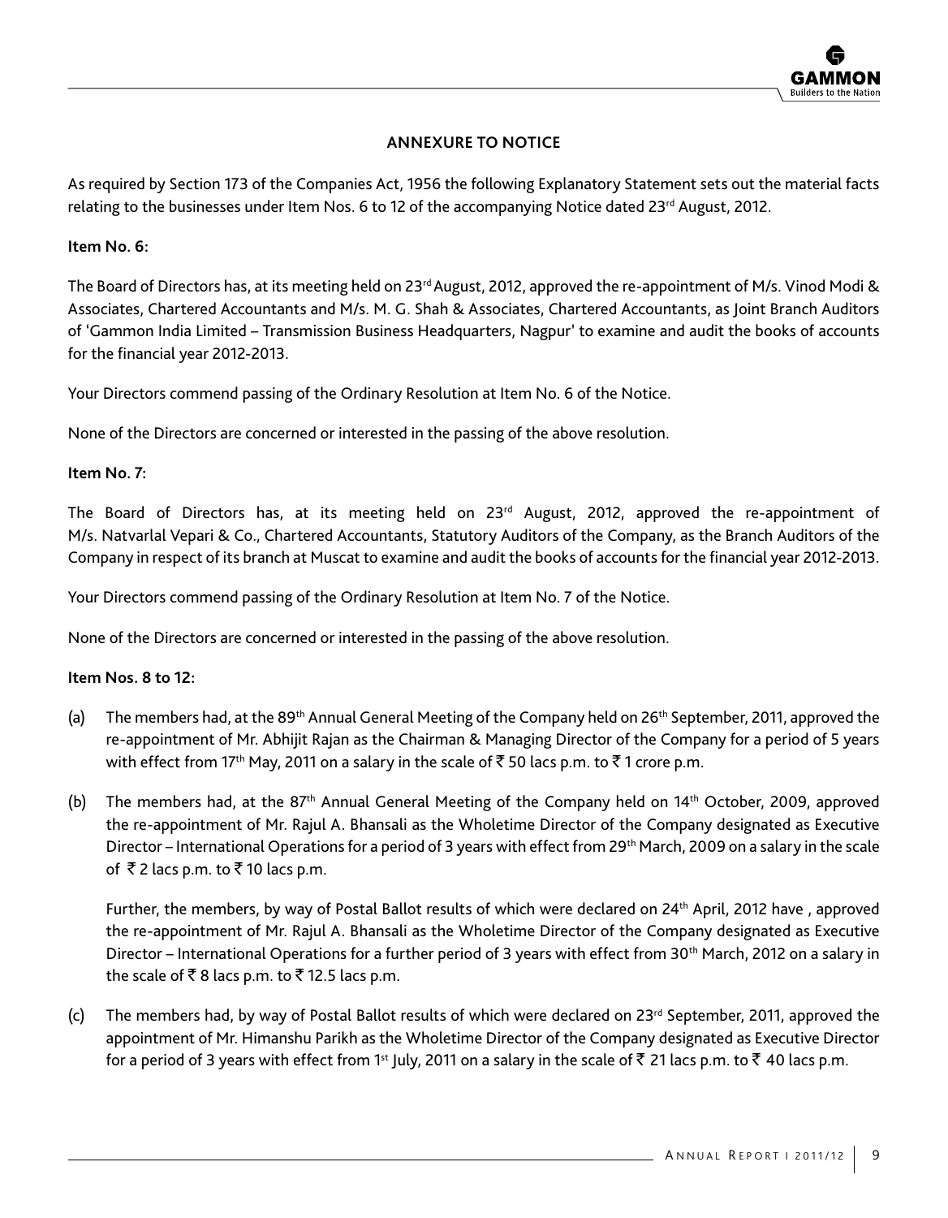## ANNEXURE TO NOTICE

As required by Section 173 of the Companies Act, 1956 the following Explanatory Statement sets out the material facts relating to the businesses under Item Nos. 6 to 12 of the accompanying Notice dated 23rd August, 2012.

**Item No. 6:**

The Board of Directors has, at its meeting held on 23rd August, 2012, approved the re-appointment of M/s. Vinod Modi & Associates, Chartered Accountants and M/s. M. G. Shah & Associates, Chartered Accountants, as Joint Branch Auditors of 'Gammon India Limited – Transmission Business Headquarters, Nagpur' to examine and audit the books of accounts for the financial year 2012-2013.

Your Directors commend passing of the Ordinary Resolution at Item No. 6 of the Notice.

None of the Directors are concerned or interested in the passing of the above resolution.

**Item No. 7:**

The Board of Directors has, at its meeting held on 23rd August, 2012, approved the re-appointment of M/s. Natvarlal Vepari & Co., Chartered Accountants, Statutory Auditors of the Company, as the Branch Auditors of the Company in respect of its branch at Muscat to examine and audit the books of accounts for the financial year 2012-2013.

Your Directors commend passing of the Ordinary Resolution at Item No. 7 of the Notice.

None of the Directors are concerned or interested in the passing of the above resolution.

**Item Nos. 8 to 12:**

(a) The members had, at the 89th Annual General Meeting of the Company held on 26th September, 2011, approved the re-appointment of Mr. Abhijit Rajan as the Chairman & Managing Director of the Company for a period of 5 years with effect from 17th May, 2011 on a salary in the scale of ₹ 50 lacs p.m. to ₹ 1 crore p.m.

(b) The members had, at the 87th Annual General Meeting of the Company held on 14th October, 2009, approved the re-appointment of Mr. Rajul A. Bhansali as the Wholetime Director of the Company designated as Executive Director – International Operations for a period of 3 years with effect from 29th March, 2009 on a salary in the scale of ₹ 2 lacs p.m. to ₹ 10 lacs p.m.

Further, the members, by way of Postal Ballot results of which were declared on 24th April, 2012 have , approved the re-appointment of Mr. Rajul A. Bhansali as the Wholetime Director of the Company designated as Executive Director – International Operations for a further period of 3 years with effect from 30th March, 2012 on a salary in the scale of ₹ 8 lacs p.m. to ₹ 12.5 lacs p.m.

(c) The members had, by way of Postal Ballot results of which were declared on 23rd September, 2011, approved the appointment of Mr. Himanshu Parikh as the Wholetime Director of the Company designated as Executive Director for a period of 3 years with effect from 1st July, 2011 on a salary in the scale of ₹ 21 lacs p.m. to ₹ 40 lacs p.m.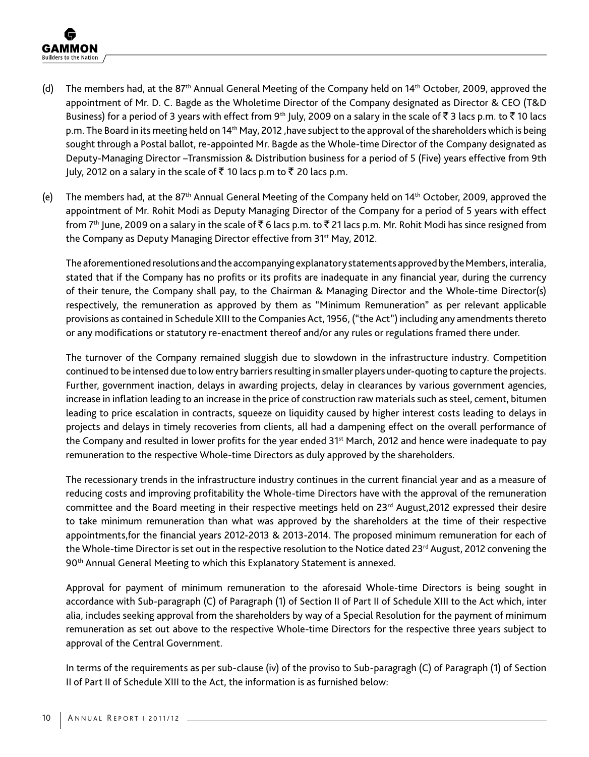(d) The members had, at the 87th Annual General Meeting of the Company held on 14th October, 2009, approved the appointment of Mr. D. C. Bagde as the Wholetime Director of the Company designated as Director & CEO (T&D Business) for a period of 3 years with effect from 9th July, 2009 on a salary in the scale of ₹ 3 lacs p.m. to ₹ 10 lacs p.m. The Board in its meeting held on 14th May, 2012 ,have subject to the approval of the shareholders which is being sought through a Postal ballot, re-appointed Mr. Bagde as the Whole-time Director of the Company designated as Deputy-Managing Director –Transmission & Distribution business for a period of 5 (Five) years effective from 9th July, 2012 on a salary in the scale of ₹ 10 lacs p.m to ₹ 20 lacs p.m.

(e) The members had, at the 87th Annual General Meeting of the Company held on 14th October, 2009, approved the appointment of Mr. Rohit Modi as Deputy Managing Director of the Company for a period of 5 years with effect from 7th June, 2009 on a salary in the scale of ₹ 6 lacs p.m. to ₹ 21 lacs p.m. Mr. Rohit Modi has since resigned from the Company as Deputy Managing Director effective from 31st May, 2012.

The aforementioned resolutions and the accompanying explanatory statements approved by the Members, interalia, stated that if the Company has no profits or its profits are inadequate in any financial year, during the currency of their tenure, the Company shall pay, to the Chairman & Managing Director and the Whole-time Director(s) respectively, the remuneration as approved by them as "Minimum Remuneration" as per relevant applicable provisions as contained in Schedule XIII to the Companies Act, 1956, ("the Act") including any amendments thereto or any modifications or statutory re-enactment thereof and/or any rules or regulations framed there under.

The turnover of the Company remained sluggish due to slowdown in the infrastructure industry. Competition continued to be intensed due to low entry barriers resulting in smaller players under-quoting to capture the projects. Further, government inaction, delays in awarding projects, delay in clearances by various government agencies, increase in inflation leading to an increase in the price of construction raw materials such as steel, cement, bitumen leading to price escalation in contracts, squeeze on liquidity caused by higher interest costs leading to delays in projects and delays in timely recoveries from clients, all had a dampening effect on the overall performance of the Company and resulted in lower profits for the year ended 31st March, 2012 and hence were inadequate to pay remuneration to the respective Whole-time Directors as duly approved by the shareholders.

The recessionary trends in the infrastructure industry continues in the current financial year and as a measure of reducing costs and improving profitability the Whole-time Directors have with the approval of the remuneration committee and the Board meeting in their respective meetings held on 23rd August,2012 expressed their desire to take minimum remuneration than what was approved by the shareholders at the time of their respective appointments,for the financial years 2012-2013 & 2013-2014. The proposed minimum remuneration for each of the Whole-time Director is set out in the respective resolution to the Notice dated 23rd August, 2012 convening the 90th Annual General Meeting to which this Explanatory Statement is annexed.

Approval for payment of minimum remuneration to the aforesaid Whole-time Directors is being sought in accordance with Sub-paragraph (C) of Paragraph (1) of Section II of Part II of Schedule XIII to the Act which, inter alia, includes seeking approval from the shareholders by way of a Special Resolution for the payment of minimum remuneration as set out above to the respective Whole-time Directors for the respective three years subject to approval of the Central Government.

In terms of the requirements as per sub-clause (iv) of the proviso to Sub-paragragh (C) of Paragraph (1) of Section II of Part II of Schedule XIII to the Act, the information is as furnished below: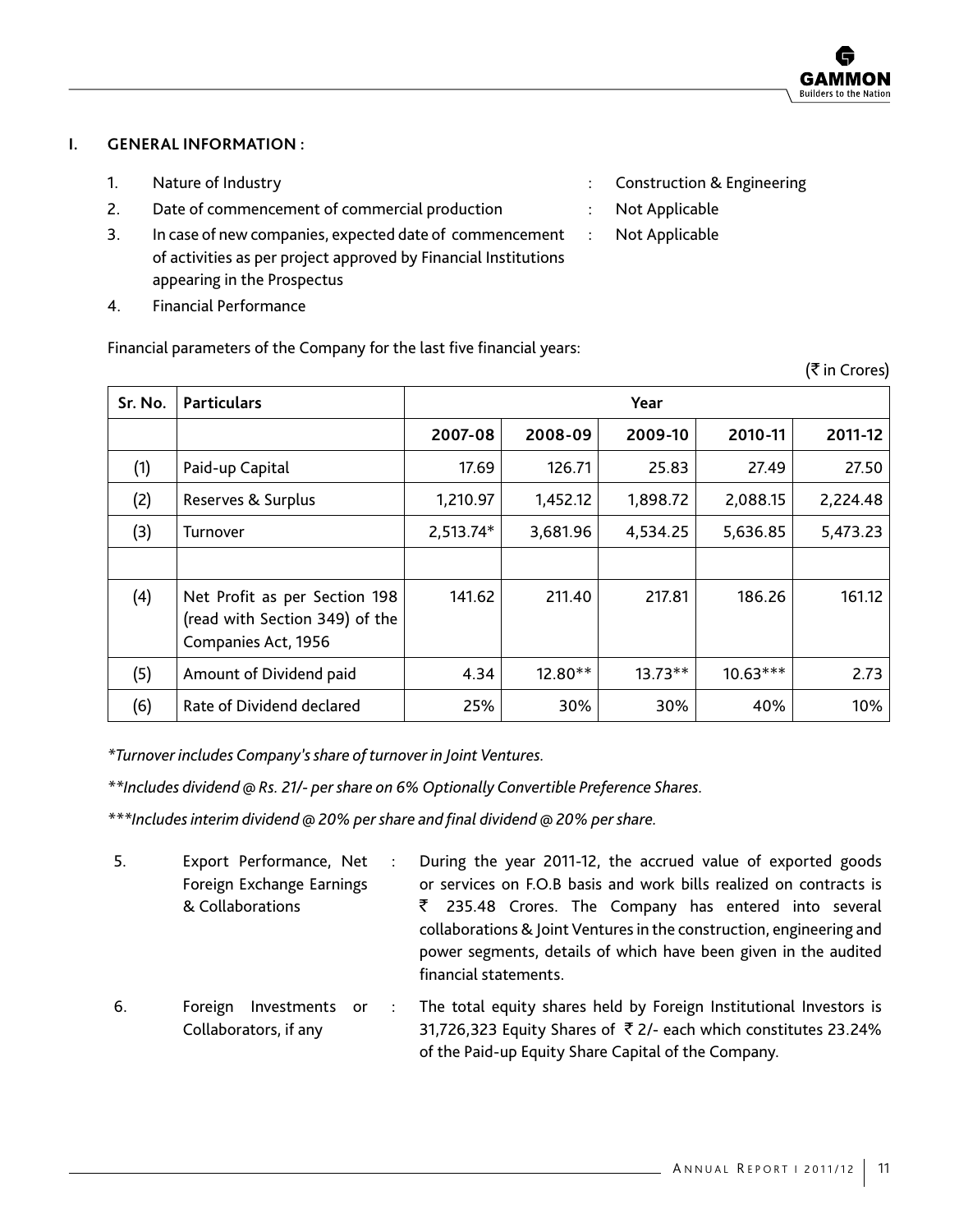## I. GENERAL INFORMATION :

1. Nature of Industry : Construction & Engineering
2. Date of commencement of commercial production : Not Applicable
3. In case of new companies, expected date of commencement of activities as per project approved by Financial Institutions appearing in the Prospectus : Not Applicable
4. Financial Performance

Financial parameters of the Company for the last five financial years:

(₹ in Crores)

| Sr. No. | Particulars | Year | | | | |
|---|---|---|---|---|---|---|
| | | 2007-08 | 2008-09 | 2009-10 | 2010-11 | 2011-12 |
| (1) | Paid-up Capital | 17.69 | 126.71 | 25.83 | 27.49 | 27.50 |
| (2) | Reserves & Surplus | 1,210.97 | 1,452.12 | 1,898.72 | 2,088.15 | 2,224.48 |
| (3) | Turnover | 2,513.74* | 3,681.96 | 4,534.25 | 5,636.85 | 5,473.23 |
| | | | | | | |
| (4) | Net Profit as per Section 198 (read with Section 349) of the Companies Act, 1956 | 141.62 | 211.40 | 217.81 | 186.26 | 161.12 |
| (5) | Amount of Dividend paid | 4.34 | 12.80** | 13.73** | 10.63*** | 2.73 |
| (6) | Rate of Dividend declared | 25% | 30% | 30% | 40% | 10% |

*\*Turnover includes Company's share of turnover in Joint Ventures.*

*\*\*Includes dividend @ Rs. 21/- per share on 6% Optionally Convertible Preference Shares.*

*\*\*\*Includes interim dividend @ 20% per share and final dividend @ 20% per share.*

5. Export Performance, Net Foreign Exchange Earnings & Collaborations : During the year 2011-12, the accrued value of exported goods or services on F.O.B basis and work bills realized on contracts is ₹ 235.48 Crores. The Company has entered into several collaborations & Joint Ventures in the construction, engineering and power segments, details of which have been given in the audited financial statements.

6. Foreign Investments or Collaborators, if any : The total equity shares held by Foreign Institutional Investors is 31,726,323 Equity Shares of ₹ 2/- each which constitutes 23.24% of the Paid-up Equity Share Capital of the Company.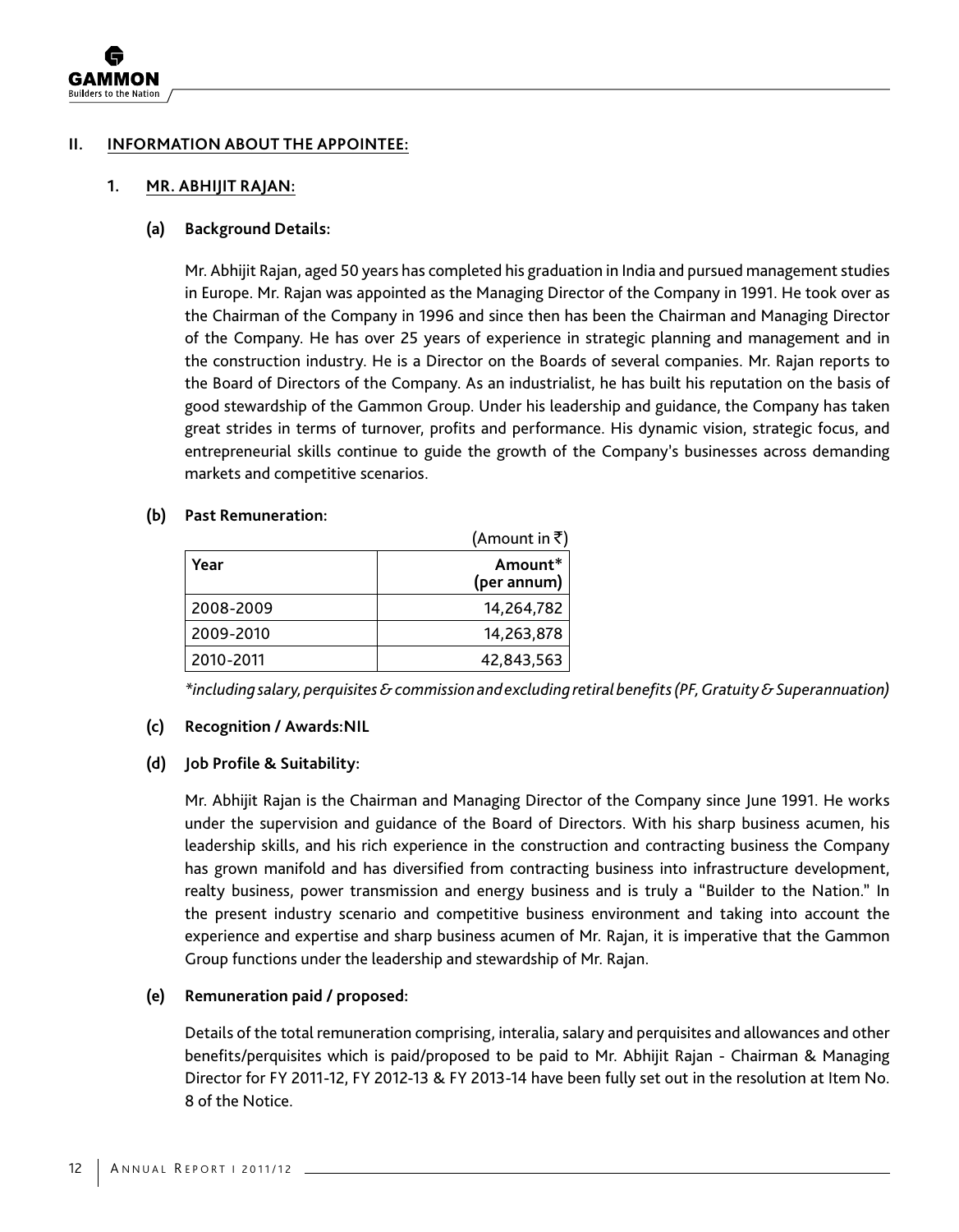## II. INFORMATION ABOUT THE APPOINTEE:

### 1. MR. ABHIJIT RAJAN:

**(a) Background Details:**

Mr. Abhijit Rajan, aged 50 years has completed his graduation in India and pursued management studies in Europe. Mr. Rajan was appointed as the Managing Director of the Company in 1991. He took over as the Chairman of the Company in 1996 and since then has been the Chairman and Managing Director of the Company. He has over 25 years of experience in strategic planning and management and in the construction industry. He is a Director on the Boards of several companies. Mr. Rajan reports to the Board of Directors of the Company. As an industrialist, he has built his reputation on the basis of good stewardship of the Gammon Group. Under his leadership and guidance, the Company has taken great strides in terms of turnover, profits and performance. His dynamic vision, strategic focus, and entrepreneurial skills continue to guide the growth of the Company's businesses across demanding markets and competitive scenarios.

**(b) Past Remuneration:**

(Amount in ₹)

| Year | Amount* (per annum) |
|---|---|
| 2008-2009 | 14,264,782 |
| 2009-2010 | 14,263,878 |
| 2010-2011 | 42,843,563 |

*\*including salary, perquisites & commission and excluding retiral benefits (PF, Gratuity & Superannuation)*

**(c) Recognition / Awards:NIL**

**(d) Job Profile & Suitability:**

Mr. Abhijit Rajan is the Chairman and Managing Director of the Company since June 1991. He works under the supervision and guidance of the Board of Directors. With his sharp business acumen, his leadership skills, and his rich experience in the construction and contracting business the Company has grown manifold and has diversified from contracting business into infrastructure development, realty business, power transmission and energy business and is truly a "Builder to the Nation." In the present industry scenario and competitive business environment and taking into account the experience and expertise and sharp business acumen of Mr. Rajan, it is imperative that the Gammon Group functions under the leadership and stewardship of Mr. Rajan.

**(e) Remuneration paid / proposed:**

Details of the total remuneration comprising, interalia, salary and perquisites and allowances and other benefits/perquisites which is paid/proposed to be paid to Mr. Abhijit Rajan - Chairman & Managing Director for FY 2011-12, FY 2012-13 & FY 2013-14 have been fully set out in the resolution at Item No. 8 of the Notice.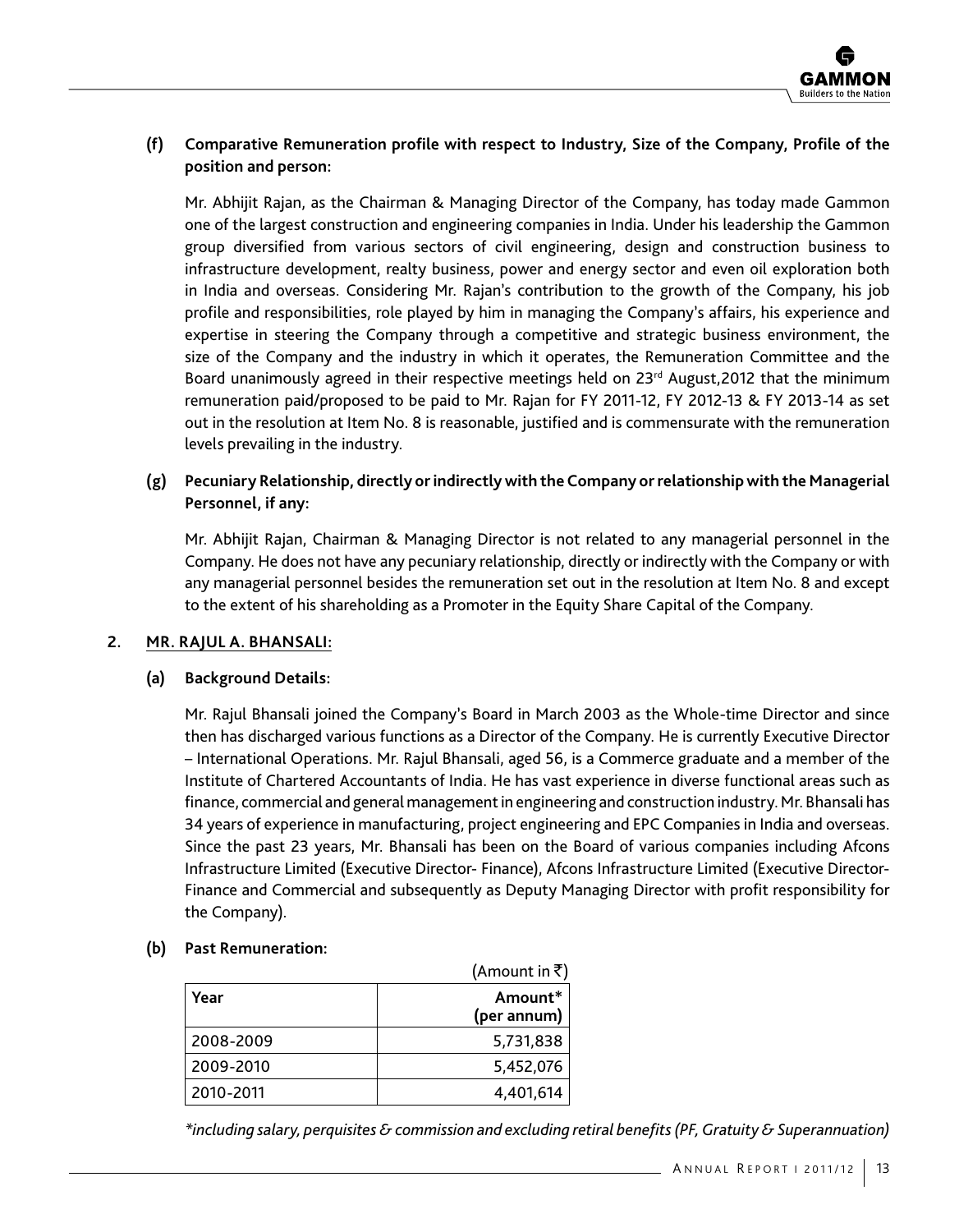**(f) Comparative Remuneration profile with respect to Industry, Size of the Company, Profile of the position and person:**

Mr. Abhijit Rajan, as the Chairman & Managing Director of the Company, has today made Gammon one of the largest construction and engineering companies in India. Under his leadership the Gammon group diversified from various sectors of civil engineering, design and construction business to infrastructure development, realty business, power and energy sector and even oil exploration both in India and overseas. Considering Mr. Rajan's contribution to the growth of the Company, his job profile and responsibilities, role played by him in managing the Company's affairs, his experience and expertise in steering the Company through a competitive and strategic business environment, the size of the Company and the industry in which it operates, the Remuneration Committee and the Board unanimously agreed in their respective meetings held on 23rd August,2012 that the minimum remuneration paid/proposed to be paid to Mr. Rajan for FY 2011-12, FY 2012-13 & FY 2013-14 as set out in the resolution at Item No. 8 is reasonable, justified and is commensurate with the remuneration levels prevailing in the industry.

**(g) Pecuniary Relationship, directly or indirectly with the Company or relationship with the Managerial Personnel, if any:**

Mr. Abhijit Rajan, Chairman & Managing Director is not related to any managerial personnel in the Company. He does not have any pecuniary relationship, directly or indirectly with the Company or with any managerial personnel besides the remuneration set out in the resolution at Item No. 8 and except to the extent of his shareholding as a Promoter in the Equity Share Capital of the Company.

## 2. MR. RAJUL A. BHANSALI:

**(a) Background Details:**

Mr. Rajul Bhansali joined the Company's Board in March 2003 as the Whole-time Director and since then has discharged various functions as a Director of the Company. He is currently Executive Director – International Operations. Mr. Rajul Bhansali, aged 56, is a Commerce graduate and a member of the Institute of Chartered Accountants of India. He has vast experience in diverse functional areas such as finance, commercial and general management in engineering and construction industry. Mr. Bhansali has 34 years of experience in manufacturing, project engineering and EPC Companies in India and overseas. Since the past 23 years, Mr. Bhansali has been on the Board of various companies including Afcons Infrastructure Limited (Executive Director- Finance), Afcons Infrastructure Limited (Executive Director-Finance and Commercial and subsequently as Deputy Managing Director with profit responsibility for the Company).

**(b) Past Remuneration:**

(Amount in ₹)

| Year | Amount* (per annum) |
|---|---:|
| 2008-2009 | 5,731,838 |
| 2009-2010 | 5,452,076 |
| 2010-2011 | 4,401,614 |

*\*including salary, perquisites & commission and excluding retiral benefits (PF, Gratuity & Superannuation)*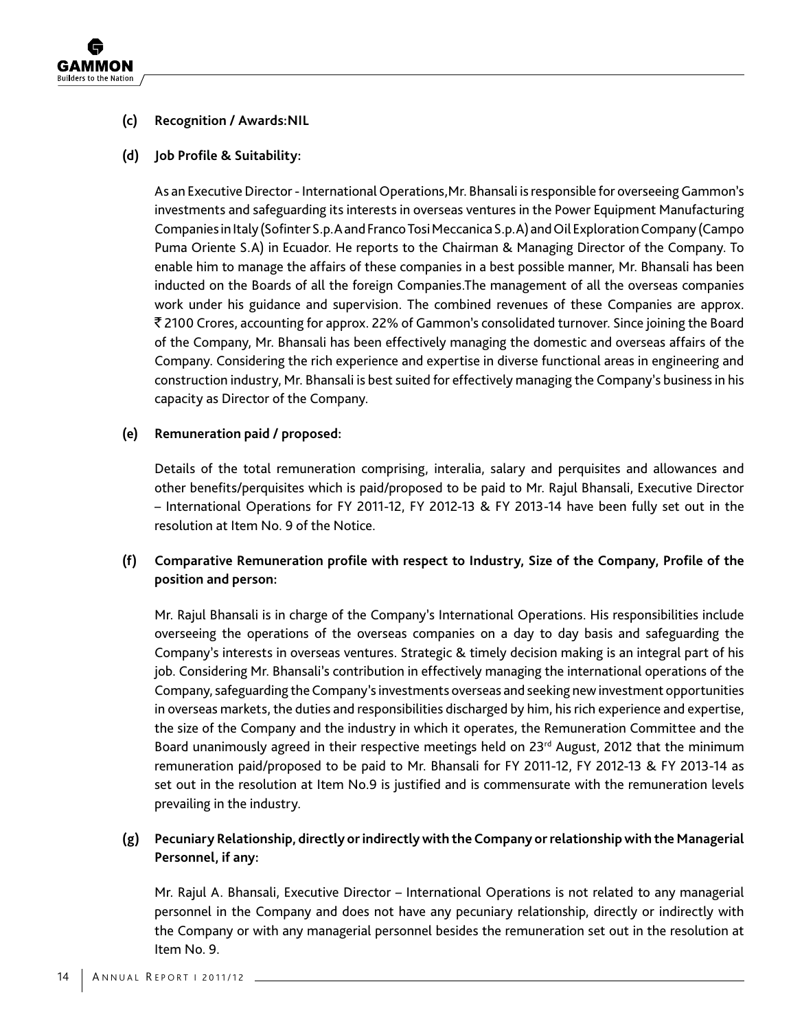**(c) Recognition / Awards:NIL**

**(d) Job Profile & Suitability:**

As an Executive Director - International Operations,Mr. Bhansali is responsible for overseeing Gammon's investments and safeguarding its interests in overseas ventures in the Power Equipment Manufacturing Companies in Italy (Sofinter S.p.A and Franco Tosi Meccanica S.p.A) and Oil Exploration Company (Campo Puma Oriente S.A) in Ecuador. He reports to the Chairman & Managing Director of the Company. To enable him to manage the affairs of these companies in a best possible manner, Mr. Bhansali has been inducted on the Boards of all the foreign Companies.The management of all the overseas companies work under his guidance and supervision. The combined revenues of these Companies are approx. ₹ 2100 Crores, accounting for approx. 22% of Gammon's consolidated turnover. Since joining the Board of the Company, Mr. Bhansali has been effectively managing the domestic and overseas affairs of the Company. Considering the rich experience and expertise in diverse functional areas in engineering and construction industry, Mr. Bhansali is best suited for effectively managing the Company's business in his capacity as Director of the Company.

**(e) Remuneration paid / proposed:**

Details of the total remuneration comprising, interalia, salary and perquisites and allowances and other benefits/perquisites which is paid/proposed to be paid to Mr. Rajul Bhansali, Executive Director – International Operations for FY 2011-12, FY 2012-13 & FY 2013-14 have been fully set out in the resolution at Item No. 9 of the Notice.

**(f) Comparative Remuneration profile with respect to Industry, Size of the Company, Profile of the position and person:**

Mr. Rajul Bhansali is in charge of the Company's International Operations. His responsibilities include overseeing the operations of the overseas companies on a day to day basis and safeguarding the Company's interests in overseas ventures. Strategic & timely decision making is an integral part of his job. Considering Mr. Bhansali's contribution in effectively managing the international operations of the Company, safeguarding the Company's investments overseas and seeking new investment opportunities in overseas markets, the duties and responsibilities discharged by him, his rich experience and expertise, the size of the Company and the industry in which it operates, the Remuneration Committee and the Board unanimously agreed in their respective meetings held on 23rd August, 2012 that the minimum remuneration paid/proposed to be paid to Mr. Bhansali for FY 2011-12, FY 2012-13 & FY 2013-14 as set out in the resolution at Item No.9 is justified and is commensurate with the remuneration levels prevailing in the industry.

**(g) Pecuniary Relationship, directly or indirectly with the Company or relationship with the Managerial Personnel, if any:**

Mr. Rajul A. Bhansali, Executive Director – International Operations is not related to any managerial personnel in the Company and does not have any pecuniary relationship, directly or indirectly with the Company or with any managerial personnel besides the remuneration set out in the resolution at Item No. 9.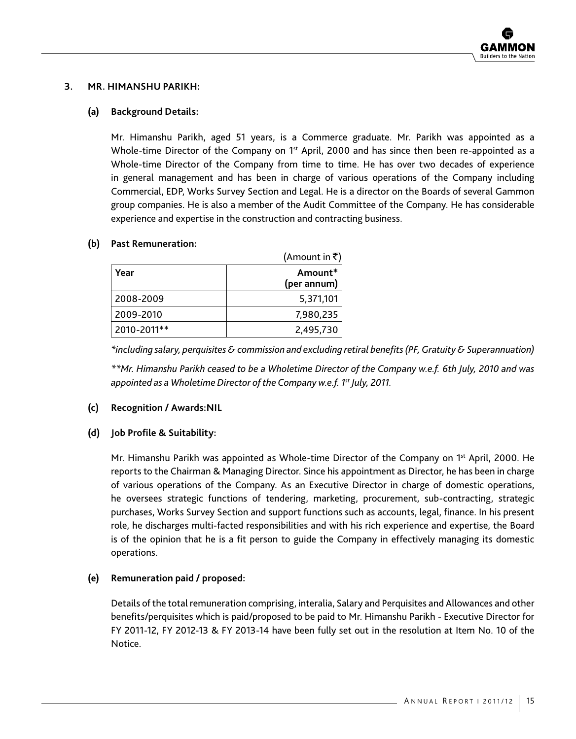### 3. MR. HIMANSHU PARIKH:

#### (a) Background Details:

Mr. Himanshu Parikh, aged 51 years, is a Commerce graduate. Mr. Parikh was appointed as a Whole-time Director of the Company on 1st April, 2000 and has since then been re-appointed as a Whole-time Director of the Company from time to time. He has over two decades of experience in general management and has been in charge of various operations of the Company including Commercial, EDP, Works Survey Section and Legal. He is a director on the Boards of several Gammon group companies. He is also a member of the Audit Committee of the Company. He has considerable experience and expertise in the construction and contracting business.

#### (b) Past Remuneration:

(Amount in ₹)

| Year | Amount* (per annum) |
|---|---:|
| 2008-2009 | 5,371,101 |
| 2009-2010 | 7,980,235 |
| 2010-2011** | 2,495,730 |

*\*including salary, perquisites & commission and excluding retiral benefits (PF, Gratuity & Superannuation)*

*\*\*Mr. Himanshu Parikh ceased to be a Wholetime Director of the Company w.e.f. 6th July, 2010 and was appointed as a Wholetime Director of the Company w.e.f. 1st July, 2011.*

#### (c) Recognition / Awards:NIL

#### (d) Job Profile & Suitability:

Mr. Himanshu Parikh was appointed as Whole-time Director of the Company on 1st April, 2000. He reports to the Chairman & Managing Director. Since his appointment as Director, he has been in charge of various operations of the Company. As an Executive Director in charge of domestic operations, he oversees strategic functions of tendering, marketing, procurement, sub-contracting, strategic purchases, Works Survey Section and support functions such as accounts, legal, finance. In his present role, he discharges multi-facted responsibilities and with his rich experience and expertise, the Board is of the opinion that he is a fit person to guide the Company in effectively managing its domestic operations.

#### (e) Remuneration paid / proposed:

Details of the total remuneration comprising, interalia, Salary and Perquisites and Allowances and other benefits/perquisites which is paid/proposed to be paid to Mr. Himanshu Parikh - Executive Director for FY 2011-12, FY 2012-13 & FY 2013-14 have been fully set out in the resolution at Item No. 10 of the Notice.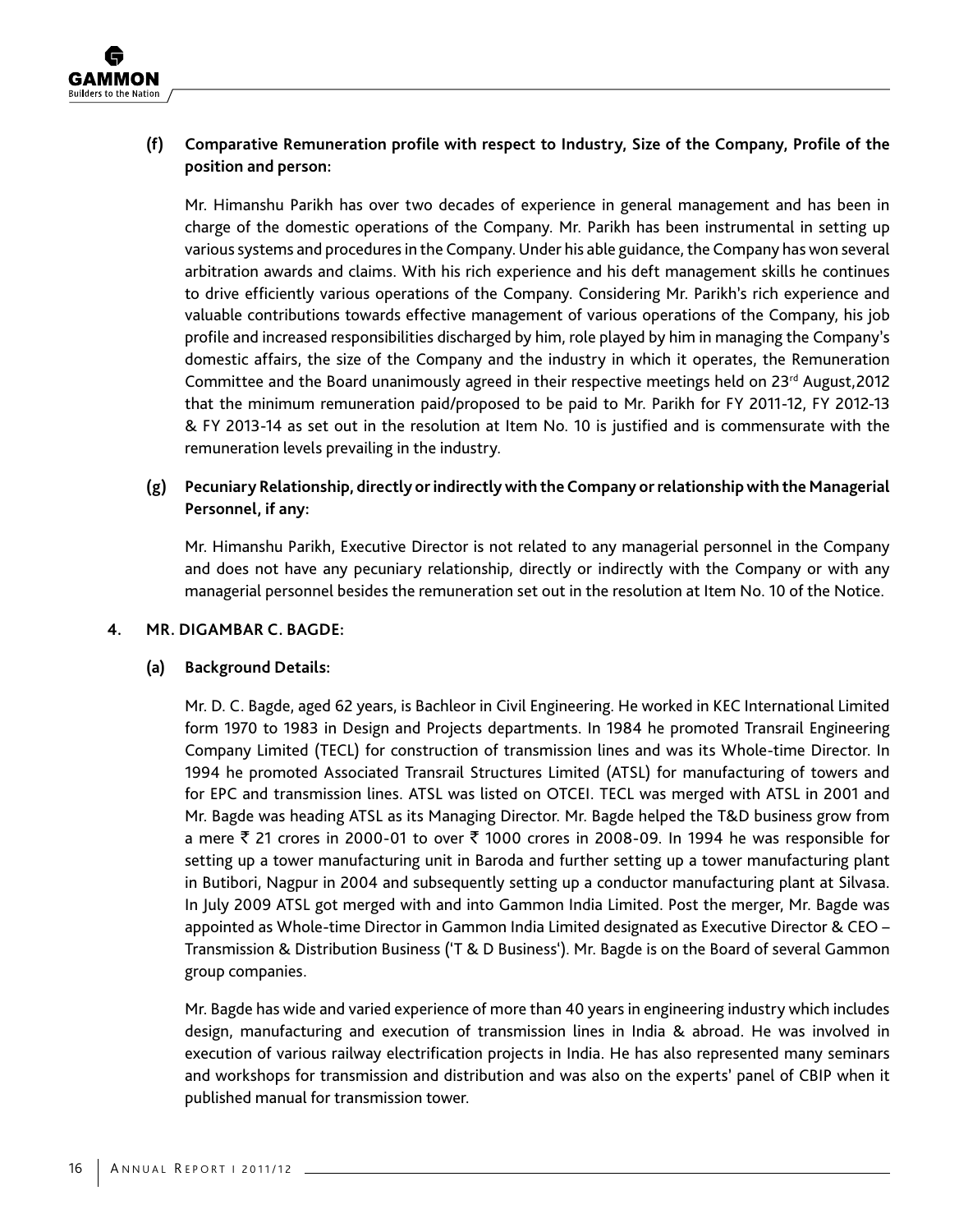**(f) Comparative Remuneration profile with respect to Industry, Size of the Company, Profile of the position and person:**

Mr. Himanshu Parikh has over two decades of experience in general management and has been in charge of the domestic operations of the Company. Mr. Parikh has been instrumental in setting up various systems and procedures in the Company. Under his able guidance, the Company has won several arbitration awards and claims. With his rich experience and his deft management skills he continues to drive efficiently various operations of the Company. Considering Mr. Parikh's rich experience and valuable contributions towards effective management of various operations of the Company, his job profile and increased responsibilities discharged by him, role played by him in managing the Company's domestic affairs, the size of the Company and the industry in which it operates, the Remuneration Committee and the Board unanimously agreed in their respective meetings held on 23rd August,2012 that the minimum remuneration paid/proposed to be paid to Mr. Parikh for FY 2011-12, FY 2012-13 & FY 2013-14 as set out in the resolution at Item No. 10 is justified and is commensurate with the remuneration levels prevailing in the industry.

**(g) Pecuniary Relationship, directly or indirectly with the Company or relationship with the Managerial Personnel, if any:**

Mr. Himanshu Parikh, Executive Director is not related to any managerial personnel in the Company and does not have any pecuniary relationship, directly or indirectly with the Company or with any managerial personnel besides the remuneration set out in the resolution at Item No. 10 of the Notice.

**4. MR. DIGAMBAR C. BAGDE:**

**(a) Background Details:**

Mr. D. C. Bagde, aged 62 years, is Bachleor in Civil Engineering. He worked in KEC International Limited form 1970 to 1983 in Design and Projects departments. In 1984 he promoted Transrail Engineering Company Limited (TECL) for construction of transmission lines and was its Whole-time Director. In 1994 he promoted Associated Transrail Structures Limited (ATSL) for manufacturing of towers and for EPC and transmission lines. ATSL was listed on OTCEI. TECL was merged with ATSL in 2001 and Mr. Bagde was heading ATSL as its Managing Director. Mr. Bagde helped the T&D business grow from a mere ₹ 21 crores in 2000-01 to over ₹ 1000 crores in 2008-09. In 1994 he was responsible for setting up a tower manufacturing unit in Baroda and further setting up a tower manufacturing plant in Butibori, Nagpur in 2004 and subsequently setting up a conductor manufacturing plant at Silvasa. In July 2009 ATSL got merged with and into Gammon India Limited. Post the merger, Mr. Bagde was appointed as Whole-time Director in Gammon India Limited designated as Executive Director & CEO – Transmission & Distribution Business ('T & D Business'). Mr. Bagde is on the Board of several Gammon group companies.

Mr. Bagde has wide and varied experience of more than 40 years in engineering industry which includes design, manufacturing and execution of transmission lines in India & abroad. He was involved in execution of various railway electrification projects in India. He has also represented many seminars and workshops for transmission and distribution and was also on the experts' panel of CBIP when it published manual for transmission tower.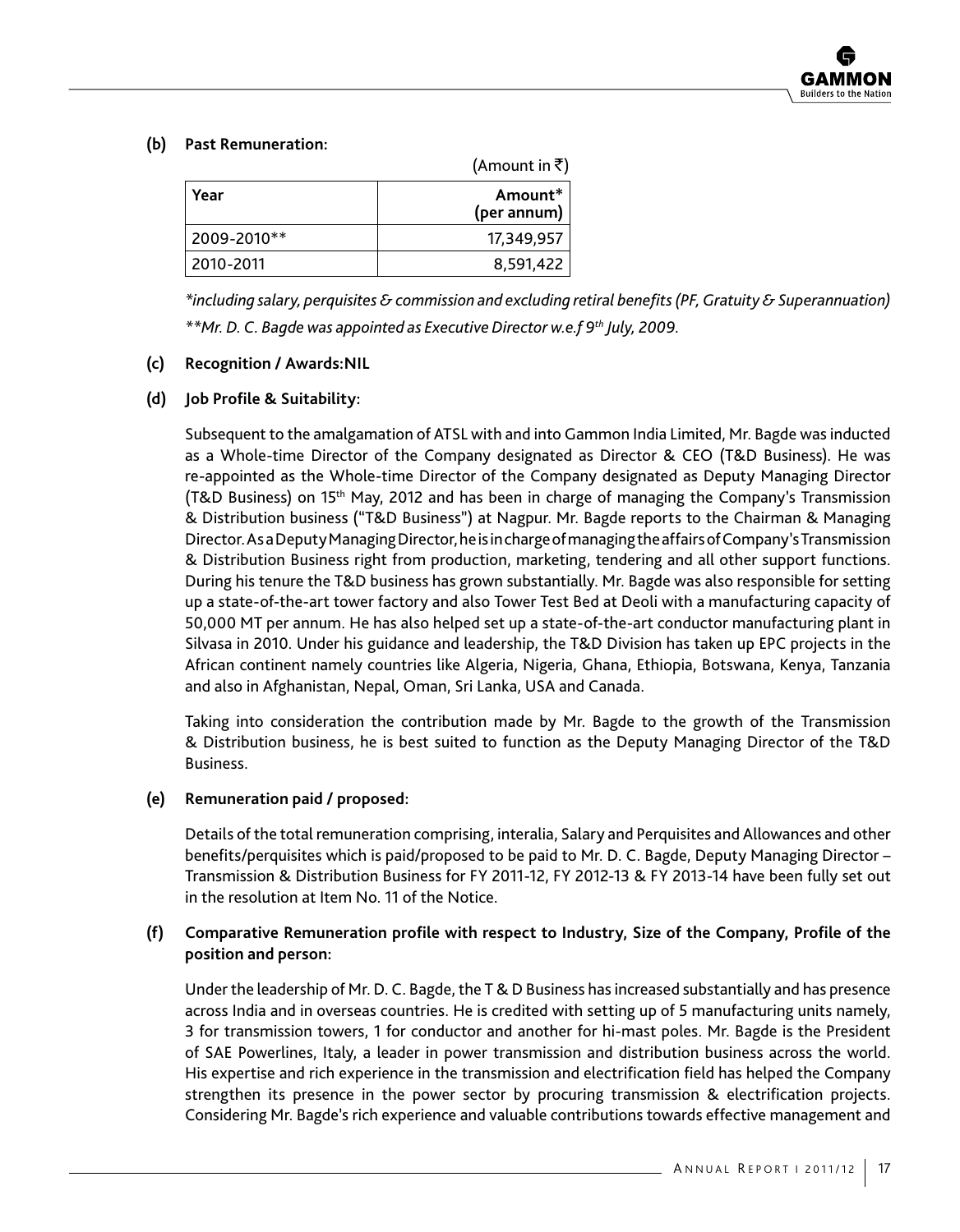**(b) Past Remuneration:**

(Amount in ₹)

| Year | Amount* (per annum) |
|---|---:|
| 2009-2010** | 17,349,957 |
| 2010-2011 | 8,591,422 |

**including salary, perquisites & commission and excluding retiral benefits (PF, Gratuity & Superannuation)*

***Mr. D. C. Bagde was appointed as Executive Director w.e.f 9th July, 2009.*

**(c) Recognition / Awards:NIL**

**(d) Job Profile & Suitability:**

Subsequent to the amalgamation of ATSL with and into Gammon India Limited, Mr. Bagde was inducted as a Whole-time Director of the Company designated as Director & CEO (T&D Business). He was re-appointed as the Whole-time Director of the Company designated as Deputy Managing Director (T&D Business) on 15th May, 2012 and has been in charge of managing the Company's Transmission & Distribution business ("T&D Business") at Nagpur. Mr. Bagde reports to the Chairman & Managing Director. As a Deputy Managing Director, he is in charge of managing the affairs of Company's Transmission & Distribution Business right from production, marketing, tendering and all other support functions. During his tenure the T&D business has grown substantially. Mr. Bagde was also responsible for setting up a state-of-the-art tower factory and also Tower Test Bed at Deoli with a manufacturing capacity of 50,000 MT per annum. He has also helped set up a state-of-the-art conductor manufacturing plant in Silvasa in 2010. Under his guidance and leadership, the T&D Division has taken up EPC projects in the African continent namely countries like Algeria, Nigeria, Ghana, Ethiopia, Botswana, Kenya, Tanzania and also in Afghanistan, Nepal, Oman, Sri Lanka, USA and Canada.

Taking into consideration the contribution made by Mr. Bagde to the growth of the Transmission & Distribution business, he is best suited to function as the Deputy Managing Director of the T&D Business.

**(e) Remuneration paid / proposed:**

Details of the total remuneration comprising, interalia, Salary and Perquisites and Allowances and other benefits/perquisites which is paid/proposed to be paid to Mr. D. C. Bagde, Deputy Managing Director – Transmission & Distribution Business for FY 2011-12, FY 2012-13 & FY 2013-14 have been fully set out in the resolution at Item No. 11 of the Notice.

**(f) Comparative Remuneration profile with respect to Industry, Size of the Company, Profile of the position and person:**

Under the leadership of Mr. D. C. Bagde, the T & D Business has increased substantially and has presence across India and in overseas countries. He is credited with setting up of 5 manufacturing units namely, 3 for transmission towers, 1 for conductor and another for hi-mast poles. Mr. Bagde is the President of SAE Powerlines, Italy, a leader in power transmission and distribution business across the world. His expertise and rich experience in the transmission and electrification field has helped the Company strengthen its presence in the power sector by procuring transmission & electrification projects. Considering Mr. Bagde's rich experience and valuable contributions towards effective management and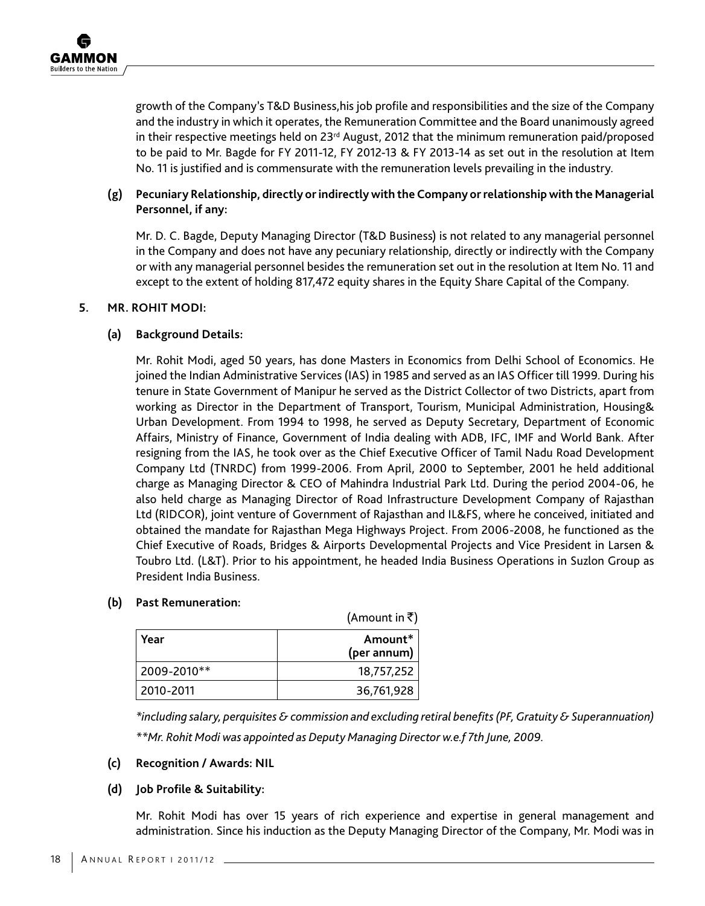growth of the Company's T&D Business,his job profile and responsibilities and the size of the Company and the industry in which it operates, the Remuneration Committee and the Board unanimously agreed in their respective meetings held on 23rd August, 2012 that the minimum remuneration paid/proposed to be paid to Mr. Bagde for FY 2011-12, FY 2012-13 & FY 2013-14 as set out in the resolution at Item No. 11 is justified and is commensurate with the remuneration levels prevailing in the industry.

**(g) Pecuniary Relationship, directly or indirectly with the Company or relationship with the Managerial Personnel, if any:**

Mr. D. C. Bagde, Deputy Managing Director (T&D Business) is not related to any managerial personnel in the Company and does not have any pecuniary relationship, directly or indirectly with the Company or with any managerial personnel besides the remuneration set out in the resolution at Item No. 11 and except to the extent of holding 817,472 equity shares in the Equity Share Capital of the Company.

**5. MR. ROHIT MODI:**

**(a) Background Details:**

Mr. Rohit Modi, aged 50 years, has done Masters in Economics from Delhi School of Economics. He joined the Indian Administrative Services (IAS) in 1985 and served as an IAS Officer till 1999. During his tenure in State Government of Manipur he served as the District Collector of two Districts, apart from working as Director in the Department of Transport, Tourism, Municipal Administration, Housing& Urban Development. From 1994 to 1998, he served as Deputy Secretary, Department of Economic Affairs, Ministry of Finance, Government of India dealing with ADB, IFC, IMF and World Bank. After resigning from the IAS, he took over as the Chief Executive Officer of Tamil Nadu Road Development Company Ltd (TNRDC) from 1999-2006. From April, 2000 to September, 2001 he held additional charge as Managing Director & CEO of Mahindra Industrial Park Ltd. During the period 2004-06, he also held charge as Managing Director of Road Infrastructure Development Company of Rajasthan Ltd (RIDCOR), joint venture of Government of Rajasthan and IL&FS, where he conceived, initiated and obtained the mandate for Rajasthan Mega Highways Project. From 2006-2008, he functioned as the Chief Executive of Roads, Bridges & Airports Developmental Projects and Vice President in Larsen & Toubro Ltd. (L&T). Prior to his appointment, he headed India Business Operations in Suzlon Group as President India Business.

**(b) Past Remuneration:**

(Amount in ₹)

| Year | Amount* (per annum) |
|---|---:|
| 2009-2010** | 18,757,252 |
| 2010-2011 | 36,761,928 |

*\*including salary, perquisites & commission and excluding retiral benefits (PF, Gratuity & Superannuation)*

*\*\*Mr. Rohit Modi was appointed as Deputy Managing Director w.e.f 7th June, 2009.*

**(c) Recognition / Awards: NIL**

**(d) Job Profile & Suitability:**

Mr. Rohit Modi has over 15 years of rich experience and expertise in general management and administration. Since his induction as the Deputy Managing Director of the Company, Mr. Modi was in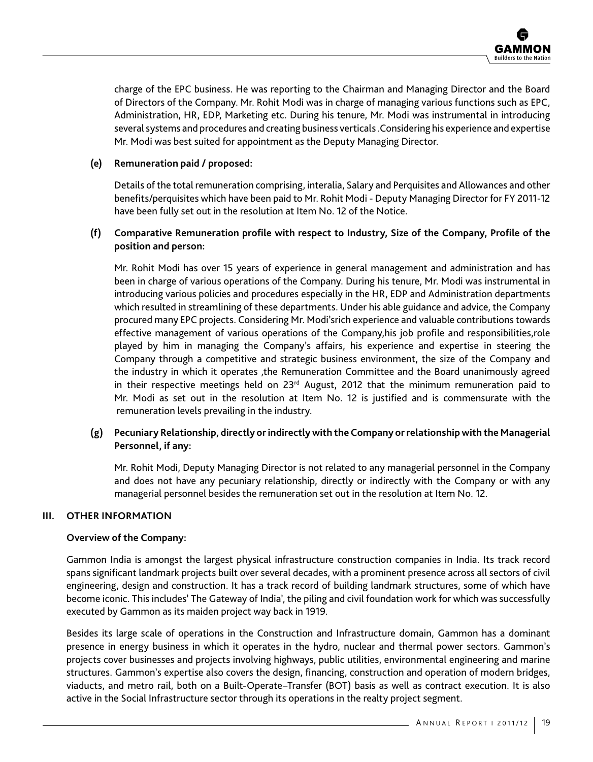charge of the EPC business. He was reporting to the Chairman and Managing Director and the Board of Directors of the Company. Mr. Rohit Modi was in charge of managing various functions such as EPC, Administration, HR, EDP, Marketing etc. During his tenure, Mr. Modi was instrumental in introducing several systems and procedures and creating business verticals .Considering his experience and expertise Mr. Modi was best suited for appointment as the Deputy Managing Director.

**(e) Remuneration paid / proposed:**

Details of the total remuneration comprising, interalia, Salary and Perquisites and Allowances and other benefits/perquisites which have been paid to Mr. Rohit Modi - Deputy Managing Director for FY 2011-12 have been fully set out in the resolution at Item No. 12 of the Notice.

**(f) Comparative Remuneration profile with respect to Industry, Size of the Company, Profile of the position and person:**

Mr. Rohit Modi has over 15 years of experience in general management and administration and has been in charge of various operations of the Company. During his tenure, Mr. Modi was instrumental in introducing various policies and procedures especially in the HR, EDP and Administration departments which resulted in streamlining of these departments. Under his able guidance and advice, the Company procured many EPC projects. Considering Mr. Modi'srich experience and valuable contributions towards effective management of various operations of the Company,his job profile and responsibilities,role played by him in managing the Company's affairs, his experience and expertise in steering the Company through a competitive and strategic business environment, the size of the Company and the industry in which it operates ,the Remuneration Committee and the Board unanimously agreed in their respective meetings held on 23rd August, 2012 that the minimum remuneration paid to Mr. Modi as set out in the resolution at Item No. 12 is justified and is commensurate with the remuneration levels prevailing in the industry.

**(g) Pecuniary Relationship, directly or indirectly with the Company or relationship with the Managerial Personnel, if any:**

Mr. Rohit Modi, Deputy Managing Director is not related to any managerial personnel in the Company and does not have any pecuniary relationship, directly or indirectly with the Company or with any managerial personnel besides the remuneration set out in the resolution at Item No. 12.

**III. OTHER INFORMATION**

**Overview of the Company:**

Gammon India is amongst the largest physical infrastructure construction companies in India. Its track record spans significant landmark projects built over several decades, with a prominent presence across all sectors of civil engineering, design and construction. It has a track record of building landmark structures, some of which have become iconic. This includes' The Gateway of India', the piling and civil foundation work for which was successfully executed by Gammon as its maiden project way back in 1919.

Besides its large scale of operations in the Construction and Infrastructure domain, Gammon has a dominant presence in energy business in which it operates in the hydro, nuclear and thermal power sectors. Gammon's projects cover businesses and projects involving highways, public utilities, environmental engineering and marine structures. Gammon's expertise also covers the design, financing, construction and operation of modern bridges, viaducts, and metro rail, both on a Built-Operate–Transfer (BOT) basis as well as contract execution. It is also active in the Social Infrastructure sector through its operations in the realty project segment.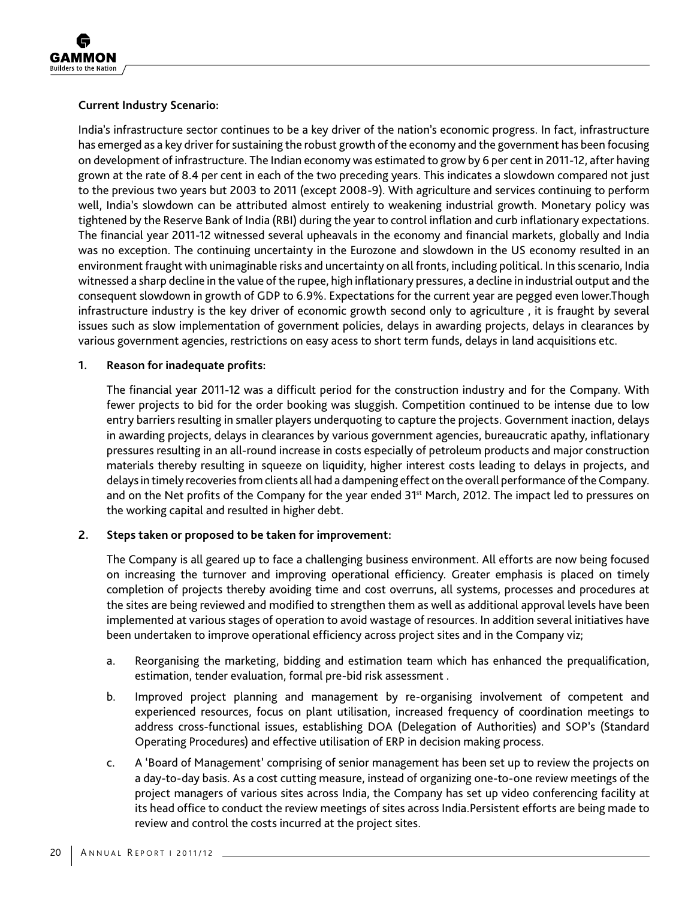**Current Industry Scenario:**

India's infrastructure sector continues to be a key driver of the nation's economic progress. In fact, infrastructure has emerged as a key driver for sustaining the robust growth of the economy and the government has been focusing on development of infrastructure. The Indian economy was estimated to grow by 6 per cent in 2011-12, after having grown at the rate of 8.4 per cent in each of the two preceding years. This indicates a slowdown compared not just to the previous two years but 2003 to 2011 (except 2008-9). With agriculture and services continuing to perform well, India's slowdown can be attributed almost entirely to weakening industrial growth. Monetary policy was tightened by the Reserve Bank of India (RBI) during the year to control inflation and curb inflationary expectations. The financial year 2011-12 witnessed several upheavals in the economy and financial markets, globally and India was no exception. The continuing uncertainty in the Eurozone and slowdown in the US economy resulted in an environment fraught with unimaginable risks and uncertainty on all fronts, including political. In this scenario, India witnessed a sharp decline in the value of the rupee, high inflationary pressures, a decline in industrial output and the consequent slowdown in growth of GDP to 6.9%. Expectations for the current year are pegged even lower.Though infrastructure industry is the key driver of economic growth second only to agriculture , it is fraught by several issues such as slow implementation of government policies, delays in awarding projects, delays in clearances by various government agencies, restrictions on easy acess to short term funds, delays in land acquisitions etc.

1. **Reason for inadequate profits:**

   The financial year 2011-12 was a difficult period for the construction industry and for the Company. With fewer projects to bid for the order booking was sluggish. Competition continued to be intense due to low entry barriers resulting in smaller players underquoting to capture the projects. Government inaction, delays in awarding projects, delays in clearances by various government agencies, bureaucratic apathy, inflationary pressures resulting in an all-round increase in costs especially of petroleum products and major construction materials thereby resulting in squeeze on liquidity, higher interest costs leading to delays in projects, and delays in timely recoveries from clients all had a dampening effect on the overall performance of the Company. and on the Net profits of the Company for the year ended 31st March, 2012. The impact led to pressures on the working capital and resulted in higher debt.

2. **Steps taken or proposed to be taken for improvement:**

   The Company is all geared up to face a challenging business environment. All efforts are now being focused on increasing the turnover and improving operational efficiency. Greater emphasis is placed on timely completion of projects thereby avoiding time and cost overruns, all systems, processes and procedures at the sites are being reviewed and modified to strengthen them as well as additional approval levels have been implemented at various stages of operation to avoid wastage of resources. In addition several initiatives have been undertaken to improve operational efficiency across project sites and in the Company viz;

   a. Reorganising the marketing, bidding and estimation team which has enhanced the prequalification, estimation, tender evaluation, formal pre-bid risk assessment .

   b. Improved project planning and management by re-organising involvement of competent and experienced resources, focus on plant utilisation, increased frequency of coordination meetings to address cross-functional issues, establishing DOA (Delegation of Authorities) and SOP's (Standard Operating Procedures) and effective utilisation of ERP in decision making process.

   c. A 'Board of Management' comprising of senior management has been set up to review the projects on a day-to-day basis. As a cost cutting measure, instead of organizing one-to-one review meetings of the project managers of various sites across India, the Company has set up video conferencing facility at its head office to conduct the review meetings of sites across India.Persistent efforts are being made to review and control the costs incurred at the project sites.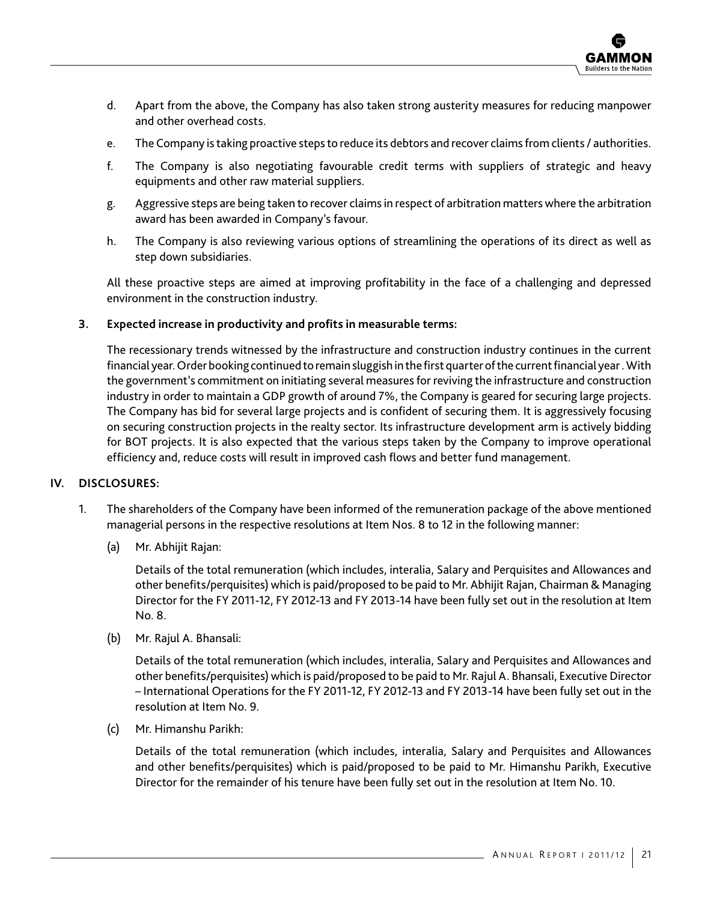d. Apart from the above, the Company has also taken strong austerity measures for reducing manpower and other overhead costs.

e. The Company is taking proactive steps to reduce its debtors and recover claims from clients / authorities.

f. The Company is also negotiating favourable credit terms with suppliers of strategic and heavy equipments and other raw material suppliers.

g. Aggressive steps are being taken to recover claims in respect of arbitration matters where the arbitration award has been awarded in Company's favour.

h. The Company is also reviewing various options of streamlining the operations of its direct as well as step down subsidiaries.

All these proactive steps are aimed at improving profitability in the face of a challenging and depressed environment in the construction industry.

**3. Expected increase in productivity and profits in measurable terms:**

The recessionary trends witnessed by the infrastructure and construction industry continues in the current financial year. Order booking continued to remain sluggish in the first quarter of the current financial year . With the government's commitment on initiating several measures for reviving the infrastructure and construction industry in order to maintain a GDP growth of around 7%, the Company is geared for securing large projects. The Company has bid for several large projects and is confident of securing them. It is aggressively focusing on securing construction projects in the realty sector. Its infrastructure development arm is actively bidding for BOT projects. It is also expected that the various steps taken by the Company to improve operational efficiency and, reduce costs will result in improved cash flows and better fund management.

**IV. DISCLOSURES:**

1. The shareholders of the Company have been informed of the remuneration package of the above mentioned managerial persons in the respective resolutions at Item Nos. 8 to 12 in the following manner:

   (a) Mr. Abhijit Rajan:

   Details of the total remuneration (which includes, interalia, Salary and Perquisites and Allowances and other benefits/perquisites) which is paid/proposed to be paid to Mr. Abhijit Rajan, Chairman & Managing Director for the FY 2011-12, FY 2012-13 and FY 2013-14 have been fully set out in the resolution at Item No. 8.

   (b) Mr. Rajul A. Bhansali:

   Details of the total remuneration (which includes, interalia, Salary and Perquisites and Allowances and other benefits/perquisites) which is paid/proposed to be paid to Mr. Rajul A. Bhansali, Executive Director – International Operations for the FY 2011-12, FY 2012-13 and FY 2013-14 have been fully set out in the resolution at Item No. 9.

   (c) Mr. Himanshu Parikh:

   Details of the total remuneration (which includes, interalia, Salary and Perquisites and Allowances and other benefits/perquisites) which is paid/proposed to be paid to Mr. Himanshu Parikh, Executive Director for the remainder of his tenure have been fully set out in the resolution at Item No. 10.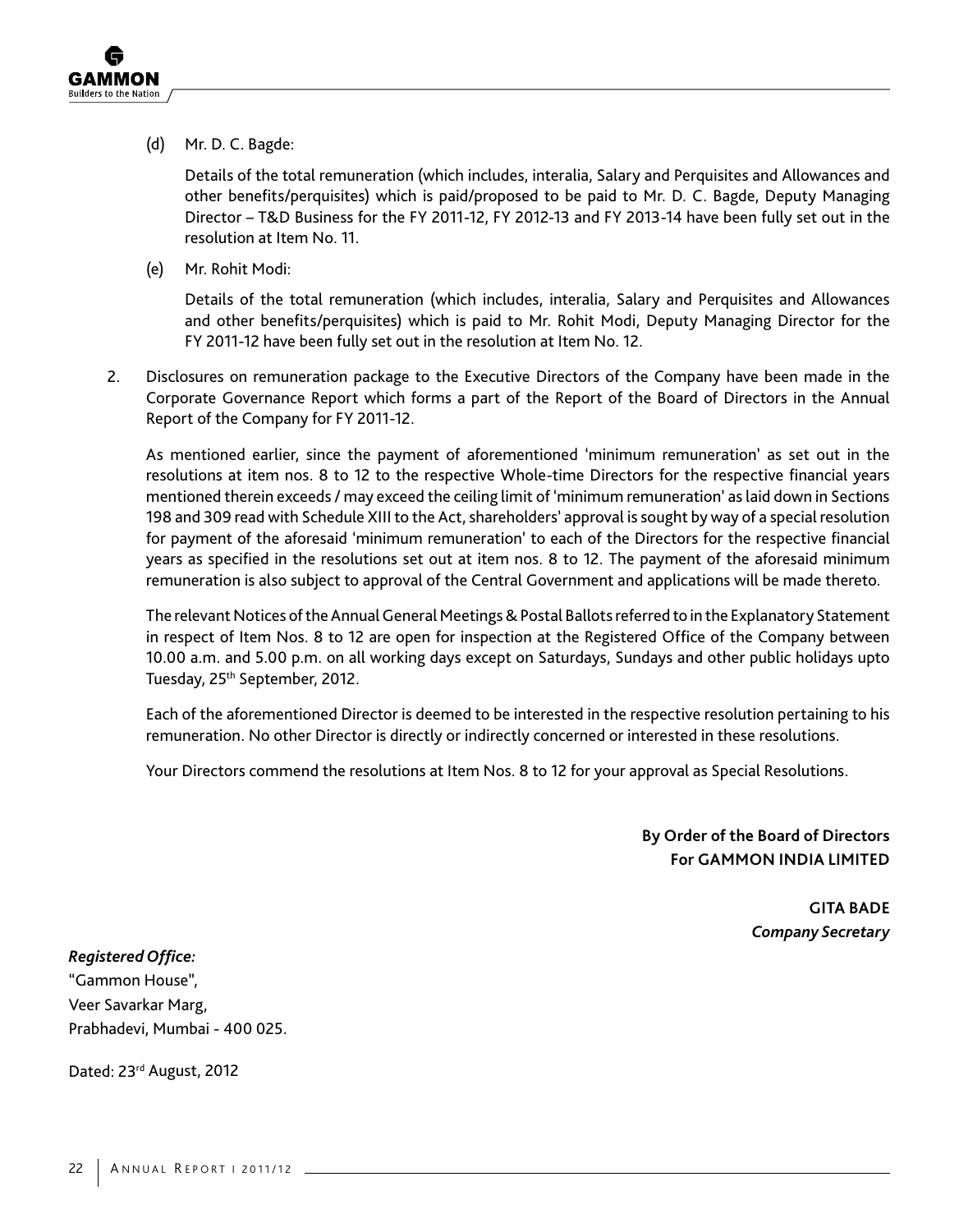(d) Mr. D. C. Bagde:

Details of the total remuneration (which includes, interalia, Salary and Perquisites and Allowances and other benefits/perquisites) which is paid/proposed to be paid to Mr. D. C. Bagde, Deputy Managing Director – T&D Business for the FY 2011-12, FY 2012-13 and FY 2013-14 have been fully set out in the resolution at Item No. 11.

(e) Mr. Rohit Modi:

Details of the total remuneration (which includes, interalia, Salary and Perquisites and Allowances and other benefits/perquisites) which is paid to Mr. Rohit Modi, Deputy Managing Director for the FY 2011-12 have been fully set out in the resolution at Item No. 12.

2. Disclosures on remuneration package to the Executive Directors of the Company have been made in the Corporate Governance Report which forms a part of the Report of the Board of Directors in the Annual Report of the Company for FY 2011-12.

As mentioned earlier, since the payment of aforementioned 'minimum remuneration' as set out in the resolutions at item nos. 8 to 12 to the respective Whole-time Directors for the respective financial years mentioned therein exceeds / may exceed the ceiling limit of 'minimum remuneration' as laid down in Sections 198 and 309 read with Schedule XIII to the Act, shareholders' approval is sought by way of a special resolution for payment of the aforesaid 'minimum remuneration' to each of the Directors for the respective financial years as specified in the resolutions set out at item nos. 8 to 12. The payment of the aforesaid minimum remuneration is also subject to approval of the Central Government and applications will be made thereto.

The relevant Notices of the Annual General Meetings & Postal Ballots referred to in the Explanatory Statement in respect of Item Nos. 8 to 12 are open for inspection at the Registered Office of the Company between 10.00 a.m. and 5.00 p.m. on all working days except on Saturdays, Sundays and other public holidays upto Tuesday, 25th September, 2012.

Each of the aforementioned Director is deemed to be interested in the respective resolution pertaining to his remuneration. No other Director is directly or indirectly concerned or interested in these resolutions.

Your Directors commend the resolutions at Item Nos. 8 to 12 for your approval as Special Resolutions.

**By Order of the Board of Directors**
**For GAMMON INDIA LIMITED**

**GITA BADE**
***Company Secretary***

***Registered Office:***
"Gammon House",
Veer Savarkar Marg,
Prabhadevi, Mumbai - 400 025.

Dated: 23rd August, 2012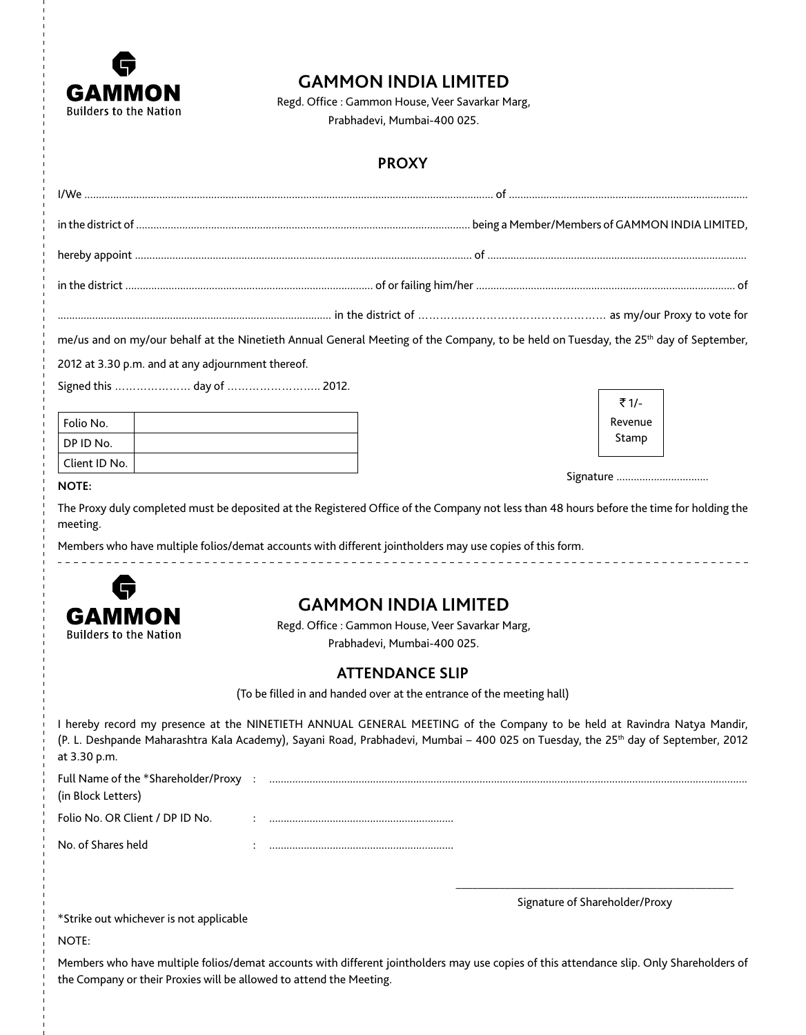GAMMON
Builders to the Nation

# GAMMON INDIA LIMITED

Regd. Office : Gammon House, Veer Savarkar Marg,
Prabhadevi, Mumbai-400 025.

## PROXY

I/We ............................................................................................................................................ of ...................................................................................

in the district of .................................................................................................................. being a Member/Members of GAMMON INDIA LIMITED,

hereby appoint ..................................................................................................................... of ..........................................................................................

in the district ..................................................................................... of or failing him/her .......................................................................................... of

.............................................................................................. in the district of …………………………………………… as my/our Proxy to vote for me/us and on my/our behalf at the Ninetieth Annual General Meeting of the Company, to be held on Tuesday, the 25th day of September, 2012 at 3.30 p.m. and at any adjournment thereof.

Signed this ………………… day of …………………….. 2012.

| | |
|---|---|
| Folio No. | |
| DP ID No. | |
| Client ID No. | |

₹ 1/-
Revenue
Stamp

Signature ................................

**NOTE:**

The Proxy duly completed must be deposited at the Registered Office of the Company not less than 48 hours before the time for holding the meeting.

Members who have multiple folios/demat accounts with different jointholders may use copies of this form.

---

GAMMON
Builders to the Nation

# GAMMON INDIA LIMITED

Regd. Office : Gammon House, Veer Savarkar Marg,
Prabhadevi, Mumbai-400 025.

## ATTENDANCE SLIP

(To be filled in and handed over at the entrance of the meeting hall)

I hereby record my presence at the NINETIETH ANNUAL GENERAL MEETING of the Company to be held at Ravindra Natya Mandir, (P. L. Deshpande Maharashtra Kala Academy), Sayani Road, Prabhadevi, Mumbai – 400 025 on Tuesday, the 25th day of September, 2012 at 3.30 p.m.

Full Name of the *Shareholder/Proxy (in Block Letters) : ....................................................................................................................................................

Folio No. OR Client / DP ID No. : ................................................................

No. of Shares held : ................................................................

Signature of Shareholder/Proxy

*Strike out whichever is not applicable

NOTE:

Members who have multiple folios/demat accounts with different jointholders may use copies of this attendance slip. Only Shareholders of the Company or their Proxies will be allowed to attend the Meeting.